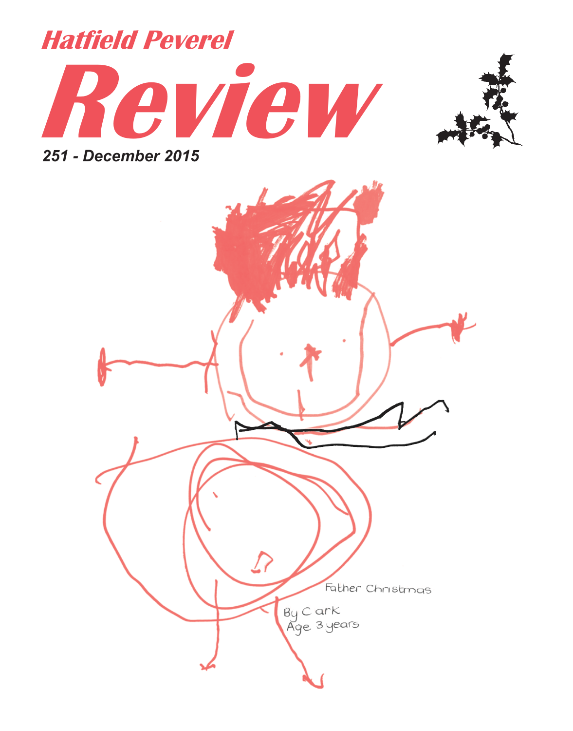# Hatfield Peverel

# Review

***251 - December 2015***

Father Christmas

By C ark
Age 3 years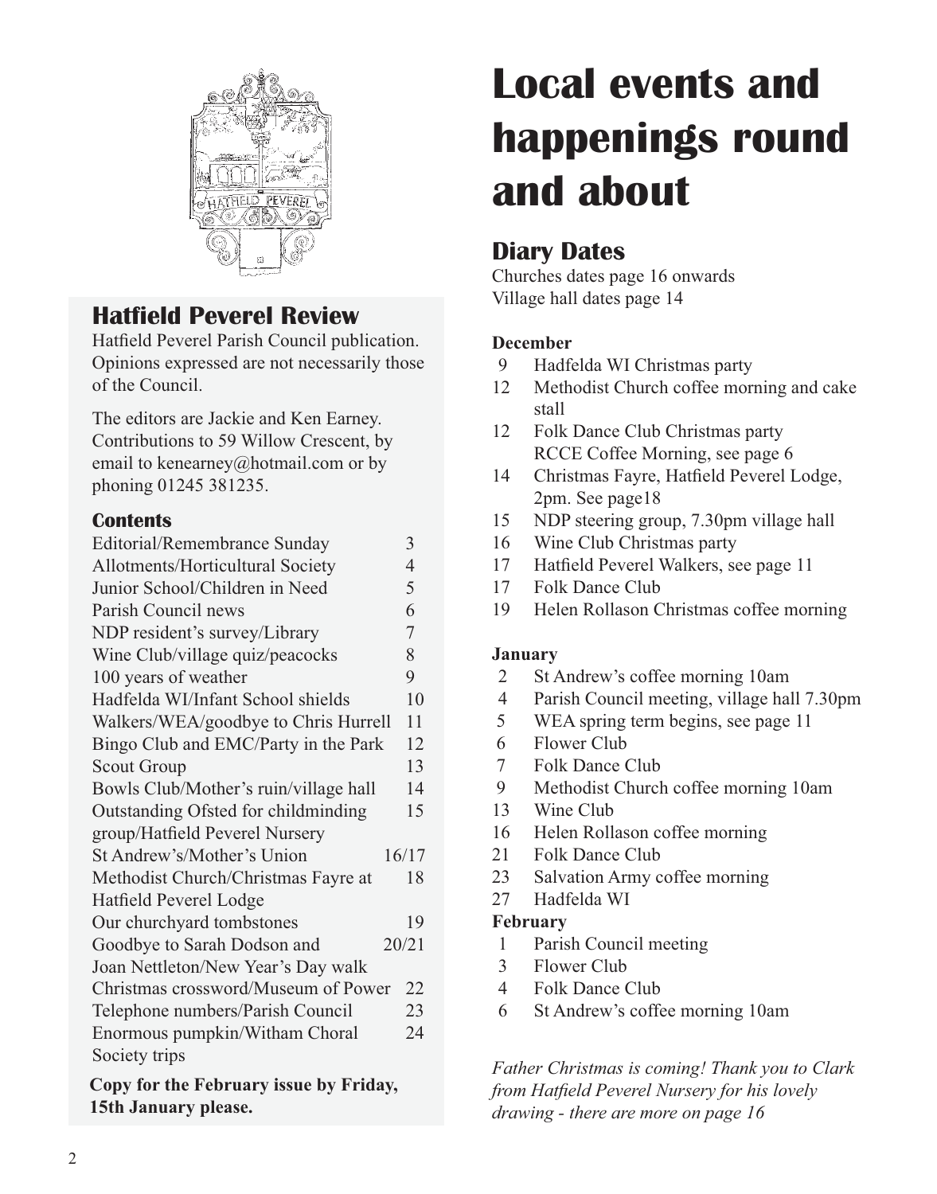## Hatfield Peverel Review

Hatfield Peverel Parish Council publication. Opinions expressed are not necessarily those of the Council.

The editors are Jackie and Ken Earney. Contributions to 59 Willow Crescent, by email to kenearney@hotmail.com or by phoning 01245 381235.

### Contents

| | |
|---|---|
| Editorial/Remembrance Sunday | 3 |
| Allotments/Horticultural Society | 4 |
| Junior School/Children in Need | 5 |
| Parish Council news | 6 |
| NDP resident's survey/Library | 7 |
| Wine Club/village quiz/peacocks | 8 |
| 100 years of weather | 9 |
| Hadfelda WI/Infant School shields | 10 |
| Walkers/WEA/goodbye to Chris Hurrell | 11 |
| Bingo Club and EMC/Party in the Park | 12 |
| Scout Group | 13 |
| Bowls Club/Mother's ruin/village hall | 14 |
| Outstanding Ofsted for childminding group/Hatfield Peverel Nursery | 15 |
| St Andrew's/Mother's Union | 16/17 |
| Methodist Church/Christmas Fayre at Hatfield Peverel Lodge | 18 |
| Our churchyard tombstones | 19 |
| Goodbye to Sarah Dodson and Joan Nettleton/New Year's Day walk | 20/21 |
| Christmas crossword/Museum of Power | 22 |
| Telephone numbers/Parish Council | 23 |
| Enormous pumpkin/Witham Choral Society trips | 24 |

**Copy for the February issue by Friday, 15th January please.**

# Local events and happenings round and about

## Diary Dates

Churches dates page 16 onwards
Village hall dates page 14

**December**

- 9 Hadfelda WI Christmas party
- 12 Methodist Church coffee morning and cake stall
- 12 Folk Dance Club Christmas party
  RCCE Coffee Morning, see page 6
- 14 Christmas Fayre, Hatfield Peverel Lodge, 2pm. See page18
- 15 NDP steering group, 7.30pm village hall
- 16 Wine Club Christmas party
- 17 Hatfield Peverel Walkers, see page 11
- 17 Folk Dance Club
- 19 Helen Rollason Christmas coffee morning

**January**

- 2 St Andrew's coffee morning 10am
- 4 Parish Council meeting, village hall 7.30pm
- 5 WEA spring term begins, see page 11
- 6 Flower Club
- 7 Folk Dance Club
- 9 Methodist Church coffee morning 10am
- 13 Wine Club
- 16 Helen Rollason coffee morning
- 21 Folk Dance Club
- 23 Salvation Army coffee morning
- 27 Hadfelda WI

**February**

- 1 Parish Council meeting
- 3 Flower Club
- 4 Folk Dance Club
- 6 St Andrew's coffee morning 10am

*Father Christmas is coming! Thank you to Clark from Hatfield Peverel Nursery for his lovely drawing - there are more on page 16*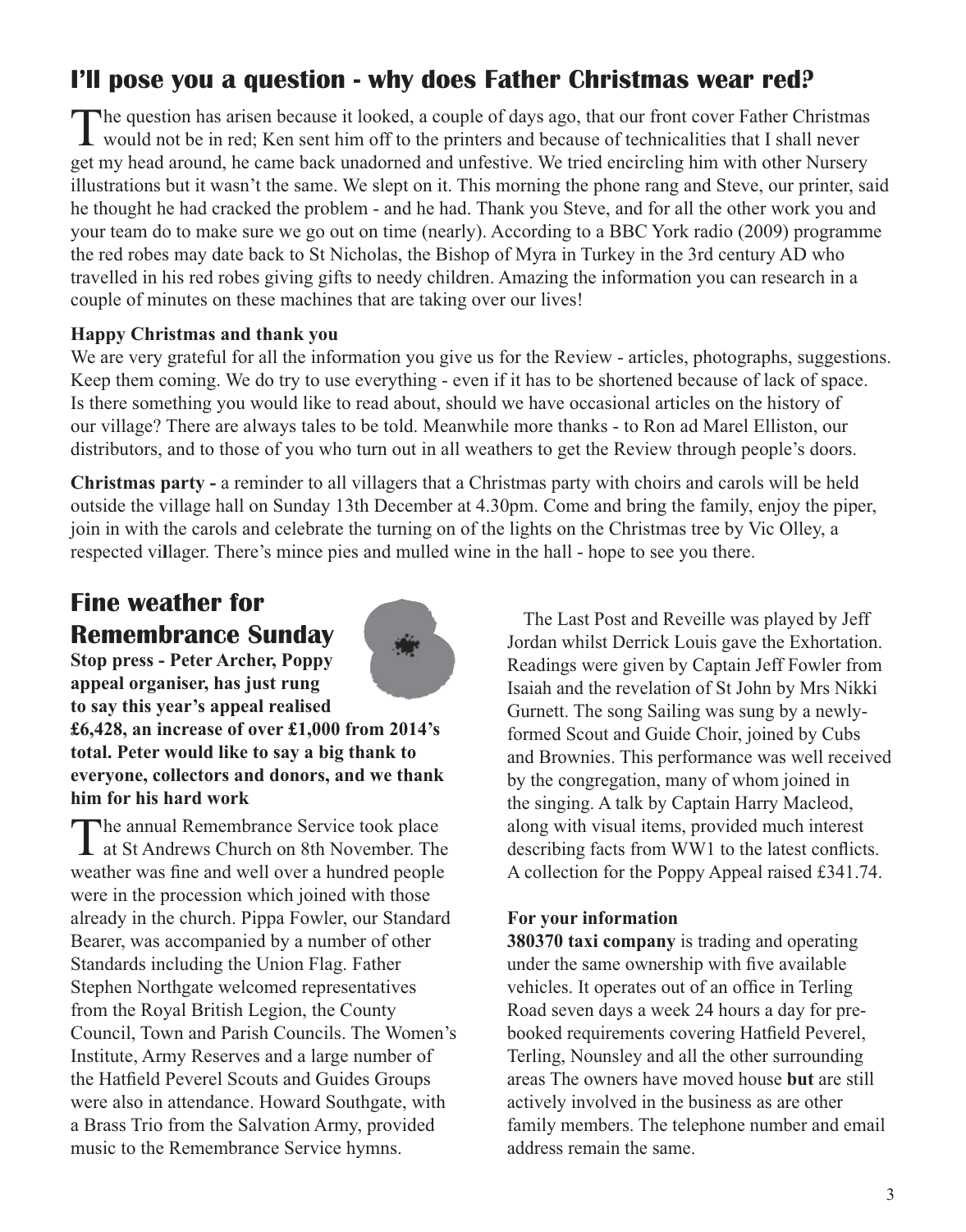## I'll pose you a question - why does Father Christmas wear red?

The question has arisen because it looked, a couple of days ago, that our front cover Father Christmas would not be in red; Ken sent him off to the printers and because of technicalities that I shall never get my head around, he came back unadorned and unfestive. We tried encircling him with other Nursery illustrations but it wasn't the same. We slept on it. This morning the phone rang and Steve, our printer, said he thought he had cracked the problem - and he had. Thank you Steve, and for all the other work you and your team do to make sure we go out on time (nearly). According to a BBC York radio (2009) programme the red robes may date back to St Nicholas, the Bishop of Myra in Turkey in the 3rd century AD who travelled in his red robes giving gifts to needy children. Amazing the information you can research in a couple of minutes on these machines that are taking over our lives!

**Happy Christmas and thank you**

We are very grateful for all the information you give us for the Review - articles, photographs, suggestions. Keep them coming. We do try to use everything - even if it has to be shortened because of lack of space. Is there something you would like to read about, should we have occasional articles on the history of our village? There are always tales to be told. Meanwhile more thanks - to Ron ad Marel Elliston, our distributors, and to those of you who turn out in all weathers to get the Review through people's doors.

**Christmas party -** a reminder to all villagers that a Christmas party with choirs and carols will be held outside the village hall on Sunday 13th December at 4.30pm. Come and bring the family, enjoy the piper, join in with the carols and celebrate the turning on of the lights on the Christmas tree by Vic Olley, a respected villager. There's mince pies and mulled wine in the hall - hope to see you there.

## Fine weather for Remembrance Sunday

**Stop press - Peter Archer, Poppy appeal organiser, has just rung to say this year's appeal realised £6,428, an increase of over £1,000 from 2014's total. Peter would like to say a big thank to everyone, collectors and donors, and we thank him for his hard work**

The annual Remembrance Service took place at St Andrews Church on 8th November. The weather was fine and well over a hundred people were in the procession which joined with those already in the church. Pippa Fowler, our Standard Bearer, was accompanied by a number of other Standards including the Union Flag. Father Stephen Northgate welcomed representatives from the Royal British Legion, the County Council, Town and Parish Councils. The Women's Institute, Army Reserves and a large number of the Hatfield Peverel Scouts and Guides Groups were also in attendance. Howard Southgate, with a Brass Trio from the Salvation Army, provided music to the Remembrance Service hymns.

The Last Post and Reveille was played by Jeff Jordan whilst Derrick Louis gave the Exhortation. Readings were given by Captain Jeff Fowler from Isaiah and the revelation of St John by Mrs Nikki Gurnett. The song Sailing was sung by a newly-formed Scout and Guide Choir, joined by Cubs and Brownies. This performance was well received by the congregation, many of whom joined in the singing. A talk by Captain Harry Macleod, along with visual items, provided much interest describing facts from WW1 to the latest conflicts. A collection for the Poppy Appeal raised £341.74.

**For your information**

**380370 taxi company** is trading and operating under the same ownership with five available vehicles. It operates out of an office in Terling Road seven days a week 24 hours a day for pre-booked requirements covering Hatfield Peverel, Terling, Nounsley and all the other surrounding areas The owners have moved house **but** are still actively involved in the business as are other family members. The telephone number and email address remain the same.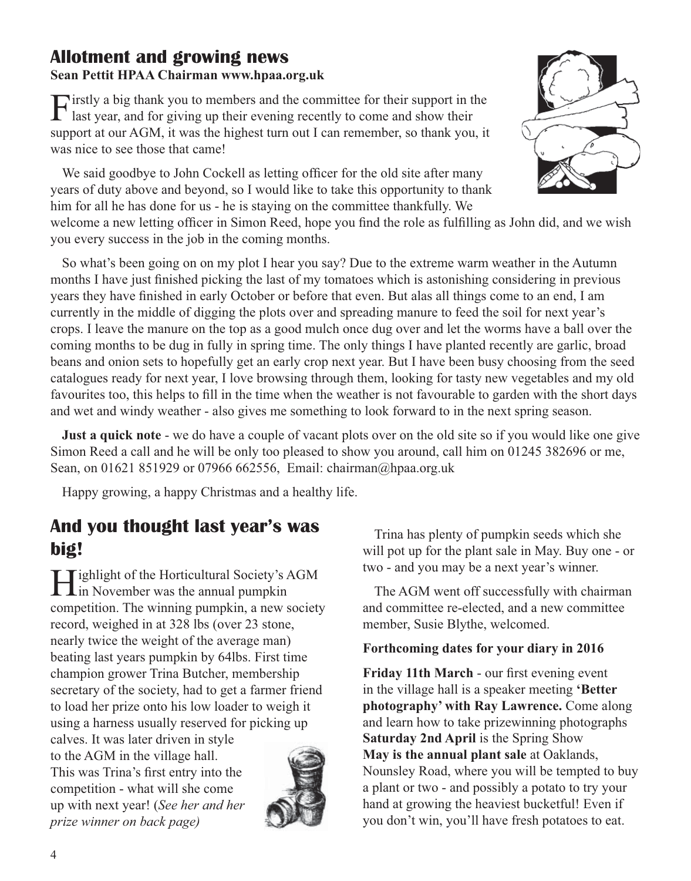## Allotment and growing news

**Sean Pettit HPAA Chairman www.hpaa.org.uk**

Firstly a big thank you to members and the committee for their support in the last year, and for giving up their evening recently to come and show their support at our AGM, it was the highest turn out I can remember, so thank you, it was nice to see those that came!

We said goodbye to John Cockell as letting officer for the old site after many years of duty above and beyond, so I would like to take this opportunity to thank him for all he has done for us - he is staying on the committee thankfully. We welcome a new letting officer in Simon Reed, hope you find the role as fulfilling as John did, and we wish you every success in the job in the coming months.

So what's been going on on my plot I hear you say? Due to the extreme warm weather in the Autumn months I have just finished picking the last of my tomatoes which is astonishing considering in previous years they have finished in early October or before that even. But alas all things come to an end, I am currently in the middle of digging the plots over and spreading manure to feed the soil for next year's crops. I leave the manure on the top as a good mulch once dug over and let the worms have a ball over the coming months to be dug in fully in spring time. The only things I have planted recently are garlic, broad beans and onion sets to hopefully get an early crop next year. But I have been busy choosing from the seed catalogues ready for next year, I love browsing through them, looking for tasty new vegetables and my old favourites too, this helps to fill in the time when the weather is not favourable to garden with the short days and wet and windy weather - also gives me something to look forward to in the next spring season.

**Just a quick note** - we do have a couple of vacant plots over on the old site so if you would like one give Simon Reed a call and he will be only too pleased to show you around, call him on 01245 382696 or me, Sean, on 01621 851929 or 07966 662556, Email: chairman@hpaa.org.uk

Happy growing, a happy Christmas and a healthy life.

## And you thought last year's was big!

Highlight of the Horticultural Society's AGM in November was the annual pumpkin competition. The winning pumpkin, a new society record, weighed in at 328 lbs (over 23 stone, nearly twice the weight of the average man) beating last years pumpkin by 64lbs. First time champion grower Trina Butcher, membership secretary of the society, had to get a farmer friend to load her prize onto his low loader to weigh it using a harness usually reserved for picking up calves. It was later driven in style to the AGM in the village hall. This was Trina's first entry into the competition - what will she come up with next year! (*See her and her prize winner on back page)*

Trina has plenty of pumpkin seeds which she will pot up for the plant sale in May. Buy one - or two - and you may be a next year's winner.

The AGM went off successfully with chairman and committee re-elected, and a new committee member, Susie Blythe, welcomed.

**Forthcoming dates for your diary in 2016**

**Friday 11th March** - our first evening event in the village hall is a speaker meeting **'Better photography' with Ray Lawrence.** Come along and learn how to take prizewinning photographs
**Saturday 2nd April** is the Spring Show
**May is the annual plant sale** at Oaklands, Nounsley Road, where you will be tempted to buy a plant or two - and possibly a potato to try your hand at growing the heaviest bucketful! Even if you don't win, you'll have fresh potatoes to eat.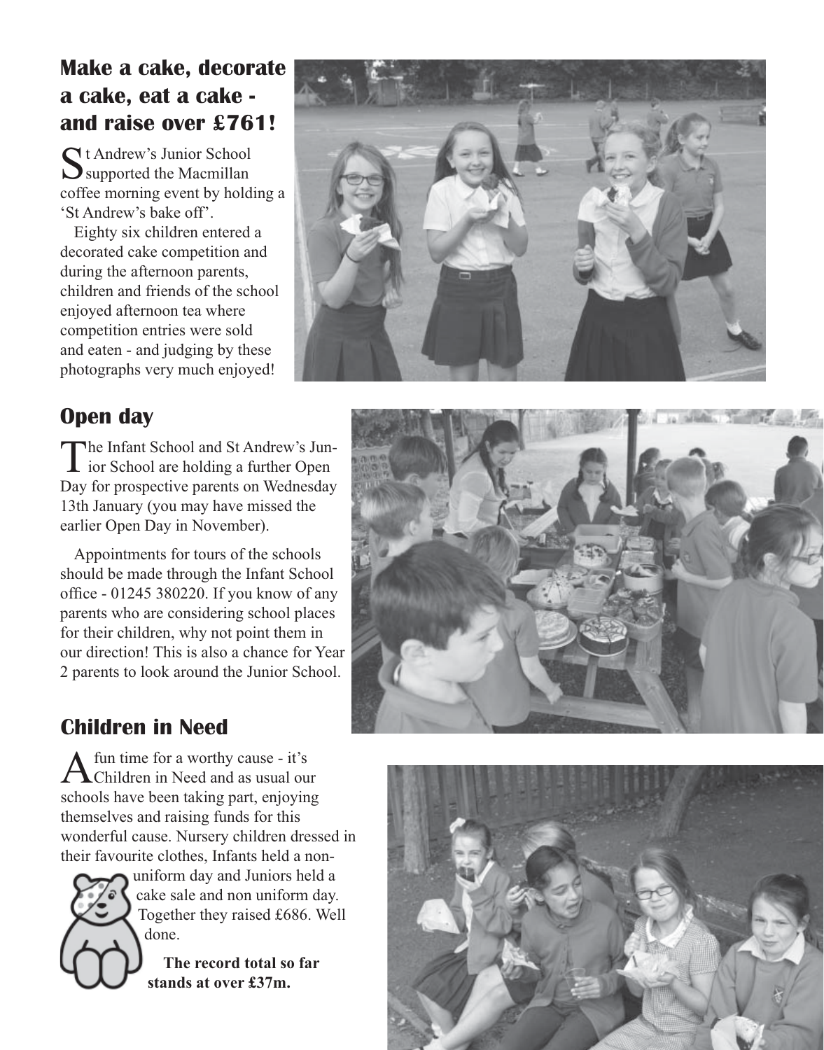## Make a cake, decorate a cake, eat a cake - and raise over £761!

St Andrew's Junior School supported the Macmillan coffee morning event by holding a 'St Andrew's bake off'.

Eighty six children entered a decorated cake competition and during the afternoon parents, children and friends of the school enjoyed afternoon tea where competition entries were sold and eaten - and judging by these photographs very much enjoyed!

## Open day

The Infant School and St Andrew's Junior School are holding a further Open Day for prospective parents on Wednesday 13th January (you may have missed the earlier Open Day in November).

Appointments for tours of the schools should be made through the Infant School office - 01245 380220. If you know of any parents who are considering school places for their children, why not point them in our direction! This is also a chance for Year 2 parents to look around the Junior School.

## Children in Need

A fun time for a worthy cause - it's Children in Need and as usual our schools have been taking part, enjoying themselves and raising funds for this wonderful cause. Nursery children dressed in their favourite clothes, Infants held a non-uniform day and Juniors held a cake sale and non uniform day. Together they raised £686. Well done.

**The record total so far stands at over £37m.**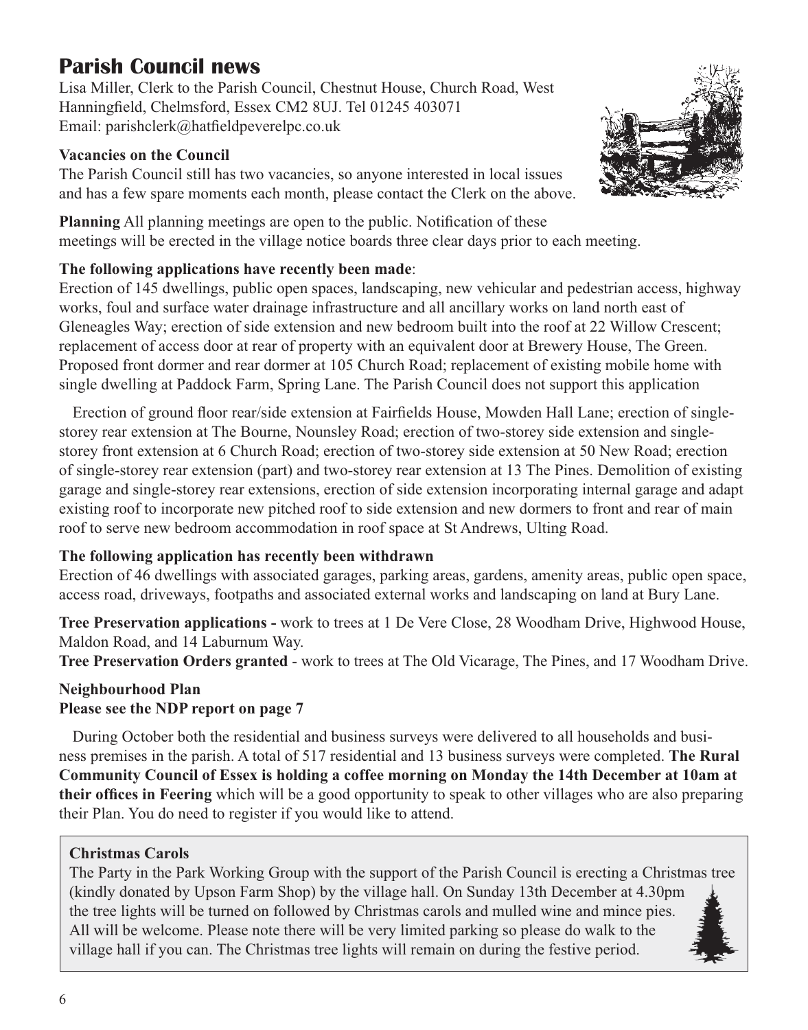# Parish Council news

Lisa Miller, Clerk to the Parish Council, Chestnut House, Church Road, West Hanningfield, Chelmsford, Essex CM2 8UJ. Tel 01245 403071
Email: parishclerk@hatfieldpeverelpc.co.uk

**Vacancies on the Council**
The Parish Council still has two vacancies, so anyone interested in local issues and has a few spare moments each month, please contact the Clerk on the above.

**Planning** All planning meetings are open to the public. Notification of these meetings will be erected in the village notice boards three clear days prior to each meeting.

**The following applications have recently been made**:
Erection of 145 dwellings, public open spaces, landscaping, new vehicular and pedestrian access, highway works, foul and surface water drainage infrastructure and all ancillary works on land north east of Gleneagles Way; erection of side extension and new bedroom built into the roof at 22 Willow Crescent; replacement of access door at rear of property with an equivalent door at Brewery House, The Green. Proposed front dormer and rear dormer at 105 Church Road; replacement of existing mobile home with single dwelling at Paddock Farm, Spring Lane. The Parish Council does not support this application

Erection of ground floor rear/side extension at Fairfields House, Mowden Hall Lane; erection of single-storey rear extension at The Bourne, Nounsley Road; erection of two-storey side extension and single-storey front extension at 6 Church Road; erection of two-storey side extension at 50 New Road; erection of single-storey rear extension (part) and two-storey rear extension at 13 The Pines. Demolition of existing garage and single-storey rear extensions, erection of side extension incorporating internal garage and adapt existing roof to incorporate new pitched roof to side extension and new dormers to front and rear of main roof to serve new bedroom accommodation in roof space at St Andrews, Ulting Road.

**The following application has recently been withdrawn**
Erection of 46 dwellings with associated garages, parking areas, gardens, amenity areas, public open space, access road, driveways, footpaths and associated external works and landscaping on land at Bury Lane.

**Tree Preservation applications -** work to trees at 1 De Vere Close, 28 Woodham Drive, Highwood House, Maldon Road, and 14 Laburnum Way.
**Tree Preservation Orders granted** - work to trees at The Old Vicarage, The Pines, and 17 Woodham Drive.

**Neighbourhood Plan**
**Please see the NDP report on page 7**

During October both the residential and business surveys were delivered to all households and business premises in the parish. A total of 517 residential and 13 business surveys were completed. **The Rural Community Council of Essex is holding a coffee morning on Monday the 14th December at 10am at their offices in Feering** which will be a good opportunity to speak to other villages who are also preparing their Plan. You do need to register if you would like to attend.

**Christmas Carols**
The Party in the Park Working Group with the support of the Parish Council is erecting a Christmas tree (kindly donated by Upson Farm Shop) by the village hall. On Sunday 13th December at 4.30pm the tree lights will be turned on followed by Christmas carols and mulled wine and mince pies. All will be welcome. Please note there will be very limited parking so please do walk to the village hall if you can. The Christmas tree lights will remain on during the festive period.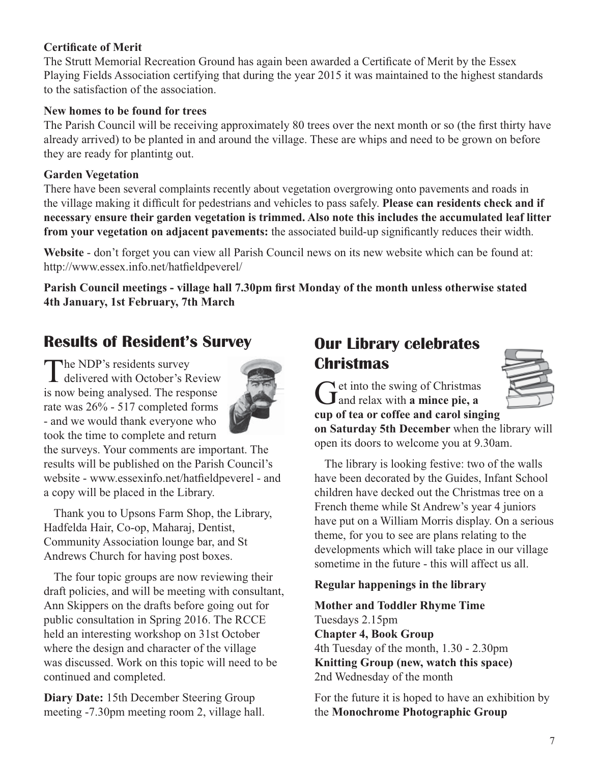**Certificate of Merit**

The Strutt Memorial Recreation Ground has again been awarded a Certificate of Merit by the Essex Playing Fields Association certifying that during the year 2015 it was maintained to the highest standards to the satisfaction of the association.

**New homes to be found for trees**

The Parish Council will be receiving approximately 80 trees over the next month or so (the first thirty have already arrived) to be planted in and around the village. These are whips and need to be grown on before they are ready for plantintg out.

**Garden Vegetation**

There have been several complaints recently about vegetation overgrowing onto pavements and roads in the village making it difficult for pedestrians and vehicles to pass safely. **Please can residents check and if necessary ensure their garden vegetation is trimmed. Also note this includes the accumulated leaf litter from your vegetation on adjacent pavements:** the associated build-up significantly reduces their width.

**Website** - don't forget you can view all Parish Council news on its new website which can be found at: http://www.essex.info.net/hatfieldpeverel/

**Parish Council meetings - village hall 7.30pm first Monday of the month unless otherwise stated 4th January, 1st February, 7th March**

## Results of Resident's Survey

The NDP's residents survey delivered with October's Review is now being analysed. The response rate was 26% - 517 completed forms - and we would thank everyone who took the time to complete and return the surveys. Your comments are important. The results will be published on the Parish Council's website - www.essexinfo.net/hatfieldpeverel - and a copy will be placed in the Library.

Thank you to Upsons Farm Shop, the Library, Hadfelda Hair, Co-op, Maharaj, Dentist, Community Association lounge bar, and St Andrews Church for having post boxes.

The four topic groups are now reviewing their draft policies, and will be meeting with consultant, Ann Skippers on the drafts before going out for public consultation in Spring 2016. The RCCE held an interesting workshop on 31st October where the design and character of the village was discussed. Work on this topic will need to be continued and completed.

**Diary Date:** 15th December Steering Group meeting -7.30pm meeting room 2, village hall.

## Our Library celebrates Christmas

Get into the swing of Christmas and relax with **a mince pie, a cup of tea or coffee and carol singing on Saturday 5th December** when the library will open its doors to welcome you at 9.30am.

The library is looking festive: two of the walls have been decorated by the Guides, Infant School children have decked out the Christmas tree on a French theme while St Andrew's year 4 juniors have put on a William Morris display. On a serious theme, for you to see are plans relating to the developments which will take place in our village sometime in the future - this will affect us all.

**Regular happenings in the library**

**Mother and Toddler Rhyme Time**
Tuesdays 2.15pm
**Chapter 4, Book Group**
4th Tuesday of the month, 1.30 - 2.30pm
**Knitting Group (new, watch this space)**
2nd Wednesday of the month

For the future it is hoped to have an exhibition by the **Monochrome Photographic Group**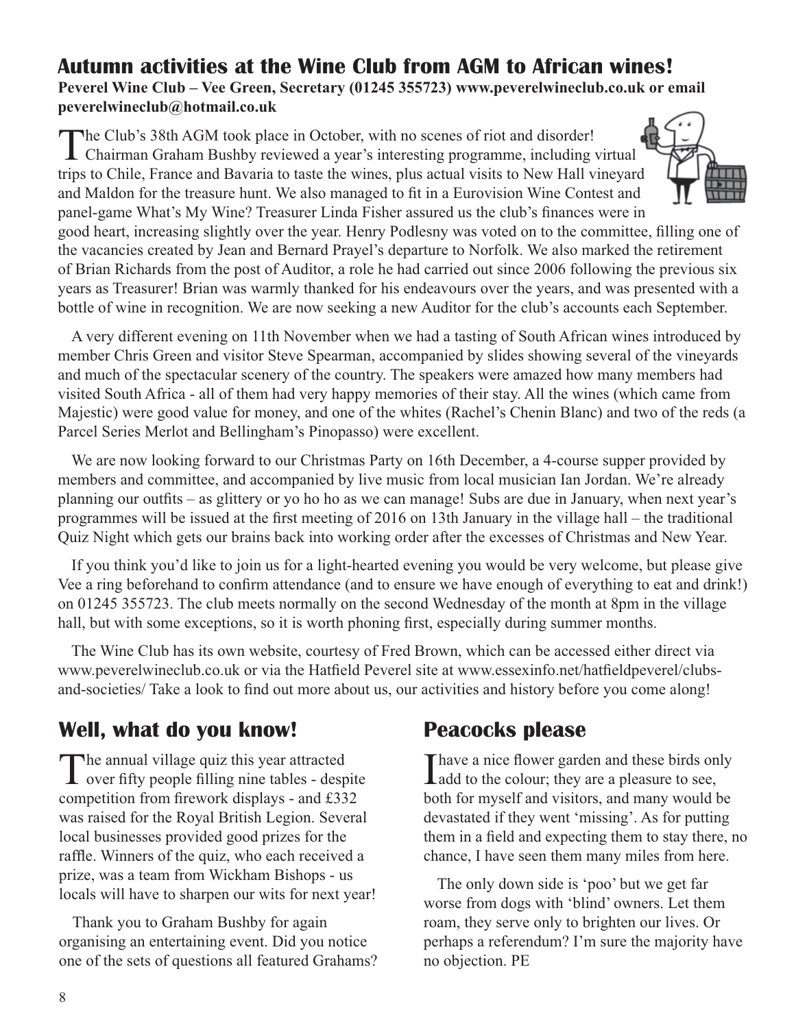## Autumn activities at the Wine Club from AGM to African wines!

**Peverel Wine Club – Vee Green, Secretary (01245 355723) www.peverelwineclub.co.uk or email peverelwineclub@hotmail.co.uk**

The Club's 38th AGM took place in October, with no scenes of riot and disorder! Chairman Graham Bushby reviewed a year's interesting programme, including virtual trips to Chile, France and Bavaria to taste the wines, plus actual visits to New Hall vineyard and Maldon for the treasure hunt. We also managed to fit in a Eurovision Wine Contest and panel-game What's My Wine? Treasurer Linda Fisher assured us the club's finances were in good heart, increasing slightly over the year. Henry Podlesny was voted on to the committee, filling one of the vacancies created by Jean and Bernard Prayel's departure to Norfolk. We also marked the retirement of Brian Richards from the post of Auditor, a role he had carried out since 2006 following the previous six years as Treasurer! Brian was warmly thanked for his endeavours over the years, and was presented with a bottle of wine in recognition. We are now seeking a new Auditor for the club's accounts each September.

A very different evening on 11th November when we had a tasting of South African wines introduced by member Chris Green and visitor Steve Spearman, accompanied by slides showing several of the vineyards and much of the spectacular scenery of the country. The speakers were amazed how many members had visited South Africa - all of them had very happy memories of their stay. All the wines (which came from Majestic) were good value for money, and one of the whites (Rachel's Chenin Blanc) and two of the reds (a Parcel Series Merlot and Bellingham's Pinopasso) were excellent.

We are now looking forward to our Christmas Party on 16th December, a 4-course supper provided by members and committee, and accompanied by live music from local musician Ian Jordan. We're already planning our outfits – as glittery or yo ho ho as we can manage! Subs are due in January, when next year's programmes will be issued at the first meeting of 2016 on 13th January in the village hall – the traditional Quiz Night which gets our brains back into working order after the excesses of Christmas and New Year.

If you think you'd like to join us for a light-hearted evening you would be very welcome, but please give Vee a ring beforehand to confirm attendance (and to ensure we have enough of everything to eat and drink!) on 01245 355723. The club meets normally on the second Wednesday of the month at 8pm in the village hall, but with some exceptions, so it is worth phoning first, especially during summer months.

The Wine Club has its own website, courtesy of Fred Brown, which can be accessed either direct via www.peverelwineclub.co.uk or via the Hatfield Peverel site at www.essexinfo.net/hatfieldpeverel/clubs-and-societies/ Take a look to find out more about us, our activities and history before you come along!

## Well, what do you know!

The annual village quiz this year attracted over fifty people filling nine tables - despite competition from firework displays - and £332 was raised for the Royal British Legion. Several local businesses provided good prizes for the raffle. Winners of the quiz, who each received a prize, was a team from Wickham Bishops - us locals will have to sharpen our wits for next year!

Thank you to Graham Bushby for again organising an entertaining event. Did you notice one of the sets of questions all featured Grahams?

## Peacocks please

I have a nice flower garden and these birds only add to the colour; they are a pleasure to see, both for myself and visitors, and many would be devastated if they went 'missing'. As for putting them in a field and expecting them to stay there, no chance, I have seen them many miles from here.

The only down side is 'poo' but we get far worse from dogs with 'blind' owners. Let them roam, they serve only to brighten our lives. Or perhaps a referendum? I'm sure the majority have no objection. PE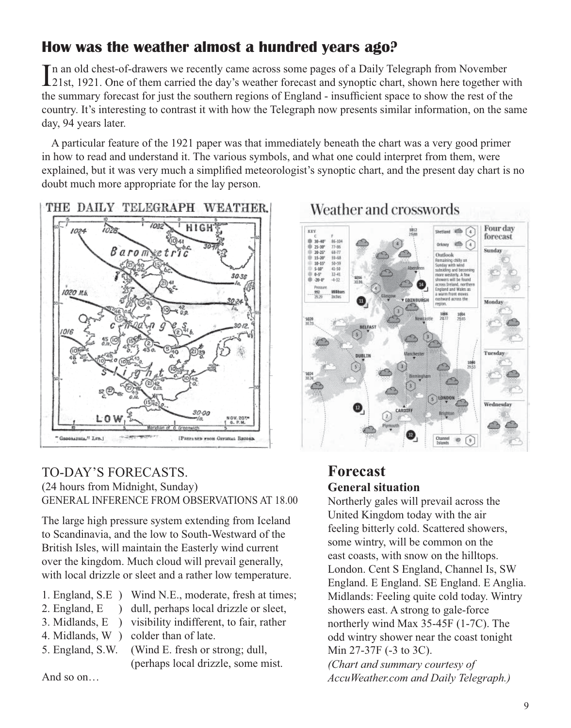## How was the weather almost a hundred years ago?

In an old chest-of-drawers we recently came across some pages of a Daily Telegraph from November 21st, 1921. One of them carried the day's weather forecast and synoptic chart, shown here together with the summary forecast for just the southern regions of England - insufficient space to show the rest of the country. It's interesting to contrast it with how the Telegraph now presents similar information, on the same day, 94 years later.

A particular feature of the 1921 paper was that immediately beneath the chart was a very good primer in how to read and understand it. The various symbols, and what one could interpret from them, were explained, but it was very much a simplified meteorologist's synoptic chart, and the present day chart is no doubt much more appropriate for the lay person.

### TO-DAY'S FORECASTS.

(24 hours from Midnight, Sunday)
GENERAL INFERENCE FROM OBSERVATIONS AT 18.00

The large high pressure system extending from Iceland to Scandinavia, and the low to South-Westward of the British Isles, will maintain the Easterly wind current over the kingdom. Much cloud will prevail generally, with local drizzle or sleet and a rather low temperature.

1. England, S.E ) Wind N.E., moderate, fresh at times;
2. England, E ) dull, perhaps local drizzle or sleet,
3. Midlands, E ) visibility indifferent, to fair, rather
4. Midlands, W ) colder than of late.
5. England, S.W. (Wind E. fresh or strong; dull, (perhaps local drizzle, some mist.

And so on…

### Forecast

**General situation**

Northerly gales will prevail across the United Kingdom today with the air feeling bitterly cold. Scattered showers, some wintry, will be common on the east coasts, with snow on the hilltops. London. Cent S England, Channel Is, SW England. E England. SE England. E Anglia. Midlands: Feeling quite cold today. Wintry showers east. A strong to gale-force northerly wind Max 35-45F (1-7C). The odd wintry shower near the coast tonight Min 27-37F (-3 to 3C).

*(Chart and summary courtesy of AccuWeather.com and Daily Telegraph.)*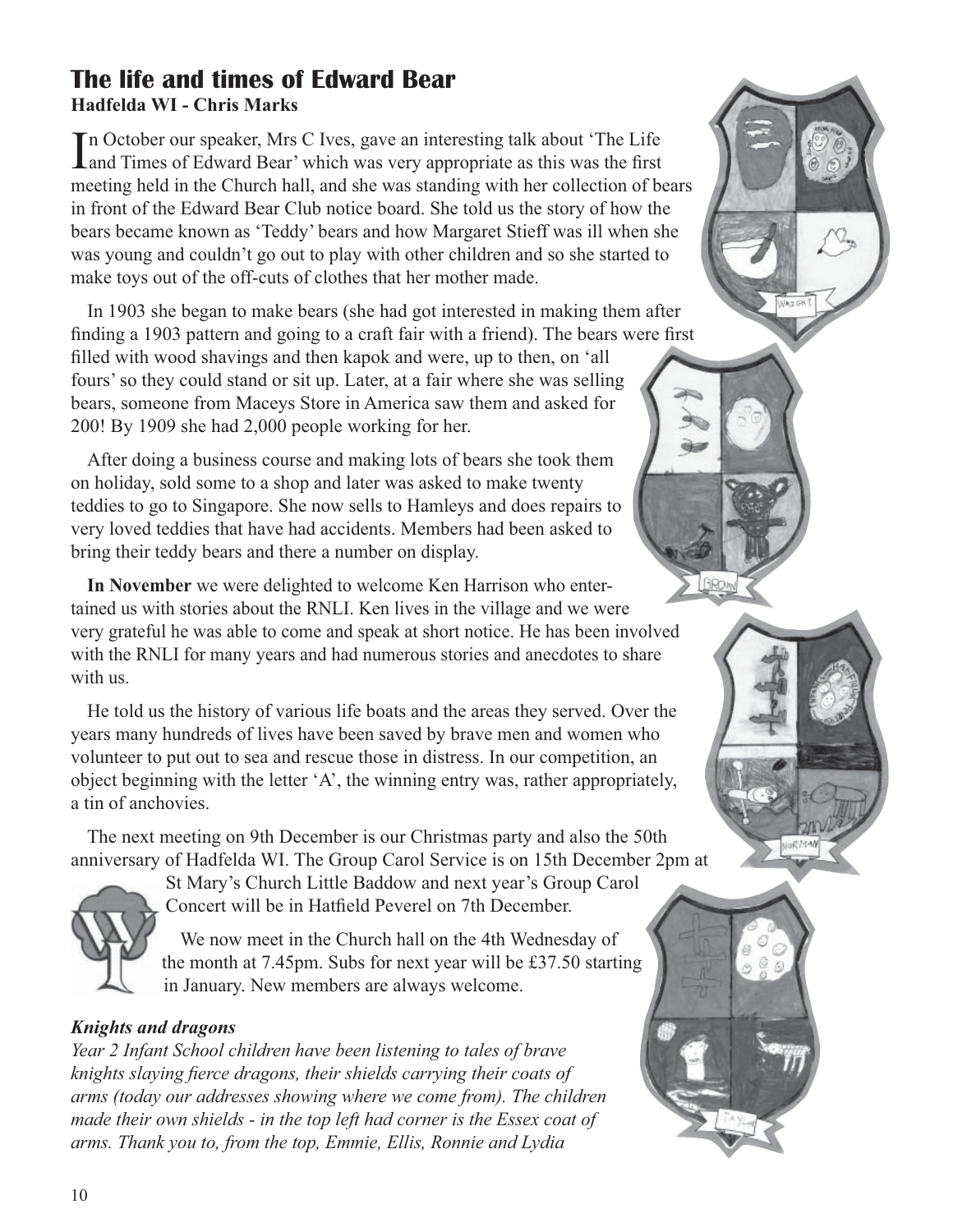# The life and times of Edward Bear

**Hadfelda WI - Chris Marks**

In October our speaker, Mrs C Ives, gave an interesting talk about 'The Life and Times of Edward Bear' which was very appropriate as this was the first meeting held in the Church hall, and she was standing with her collection of bears in front of the Edward Bear Club notice board. She told us the story of how the bears became known as 'Teddy' bears and how Margaret Stieff was ill when she was young and couldn't go out to play with other children and so she started to make toys out of the off-cuts of clothes that her mother made.

In 1903 she began to make bears (she had got interested in making them after finding a 1903 pattern and going to a craft fair with a friend). The bears were first filled with wood shavings and then kapok and were, up to then, on 'all fours' so they could stand or sit up. Later, at a fair where she was selling bears, someone from Maceys Store in America saw them and asked for 200! By 1909 she had 2,000 people working for her.

After doing a business course and making lots of bears she took them on holiday, sold some to a shop and later was asked to make twenty teddies to go to Singapore. She now sells to Hamleys and does repairs to very loved teddies that have had accidents. Members had been asked to bring their teddy bears and there a number on display.

**In November** we were delighted to welcome Ken Harrison who entertained us with stories about the RNLI. Ken lives in the village and we were very grateful he was able to come and speak at short notice. He has been involved with the RNLI for many years and had numerous stories and anecdotes to share with us.

He told us the history of various life boats and the areas they served. Over the years many hundreds of lives have been saved by brave men and women who volunteer to put out to sea and rescue those in distress. In our competition, an object beginning with the letter 'A', the winning entry was, rather appropriately, a tin of anchovies.

The next meeting on 9th December is our Christmas party and also the 50th anniversary of Hadfelda WI. The Group Carol Service is on 15th December 2pm at St Mary's Church Little Baddow and next year's Group Carol Concert will be in Hatfield Peverel on 7th December.

We now meet in the Church hall on the 4th Wednesday of the month at 7.45pm. Subs for next year will be £37.50 starting in January. New members are always welcome.

***Knights and dragons***

*Year 2 Infant School children have been listening to tales of brave knights slaying fierce dragons, their shields carrying their coats of arms (today our addresses showing where we come from). The children made their own shields - in the top left had corner is the Essex coat of arms. Thank you to, from the top, Emmie, Ellis, Ronnie and Lydia*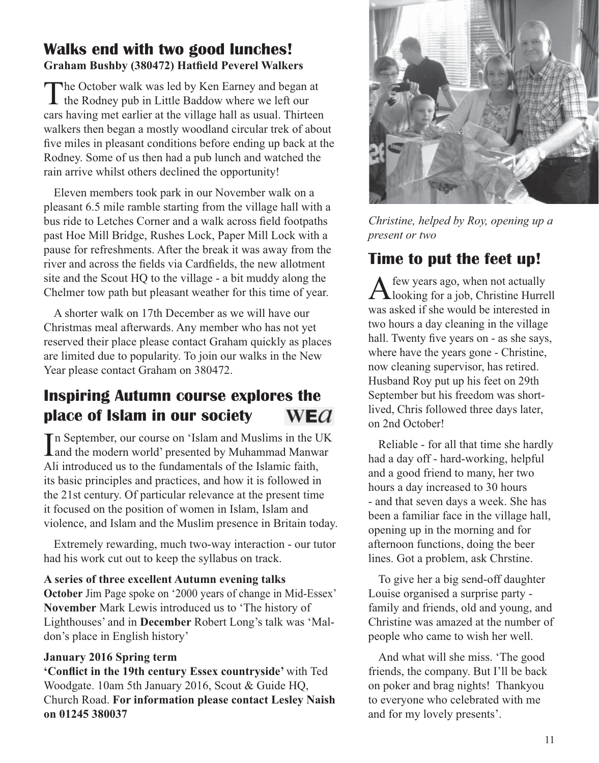## Walks end with two good lunches!

**Graham Bushby (380472) Hatfield Peverel Walkers**

The October walk was led by Ken Earney and began at the Rodney pub in Little Baddow where we left our cars having met earlier at the village hall as usual. Thirteen walkers then began a mostly woodland circular trek of about five miles in pleasant conditions before ending up back at the Rodney. Some of us then had a pub lunch and watched the rain arrive whilst others declined the opportunity!

Eleven members took park in our November walk on a pleasant 6.5 mile ramble starting from the village hall with a bus ride to Letches Corner and a walk across field footpaths past Hoe Mill Bridge, Rushes Lock, Paper Mill Lock with a pause for refreshments. After the break it was away from the river and across the fields via Cardfields, the new allotment site and the Scout HQ to the village - a bit muddy along the Chelmer tow path but pleasant weather for this time of year.

A shorter walk on 17th December as we will have our Christmas meal afterwards. Any member who has not yet reserved their place please contact Graham quickly as places are limited due to popularity. To join our walks in the New Year please contact Graham on 380472.

## Inspiring Autumn course explores the place of Islam in our society

WEA

In September, our course on 'Islam and Muslims in the UK and the modern world' presented by Muhammad Manwar Ali introduced us to the fundamentals of the Islamic faith, its basic principles and practices, and how it is followed in the 21st century. Of particular relevance at the present time it focused on the position of women in Islam, Islam and violence, and Islam and the Muslim presence in Britain today.

Extremely rewarding, much two-way interaction - our tutor had his work cut out to keep the syllabus on track.

**A series of three excellent Autumn evening talks**

**October** Jim Page spoke on '2000 years of change in Mid-Essex' **November** Mark Lewis introduced us to 'The history of Lighthouses' and in **December** Robert Long's talk was 'Maldon's place in English history'

**January 2016 Spring term**

**'Conflict in the 19th century Essex countryside'** with Ted Woodgate. 10am 5th January 2016, Scout & Guide HQ, Church Road. **For information please contact Lesley Naish on 01245 380037**

*Christine, helped by Roy, opening up a present or two*

## Time to put the feet up!

A few years ago, when not actually looking for a job, Christine Hurrell was asked if she would be interested in two hours a day cleaning in the village hall. Twenty five years on - as she says, where have the years gone - Christine, now cleaning supervisor, has retired. Husband Roy put up his feet on 29th September but his freedom was short-lived, Chris followed three days later, on 2nd October!

Reliable - for all that time she hardly had a day off - hard-working, helpful and a good friend to many, her two hours a day increased to 30 hours - and that seven days a week. She has been a familiar face in the village hall, opening up in the morning and for afternoon functions, doing the beer lines. Got a problem, ask Chrstine.

To give her a big send-off daughter Louise organised a surprise party - family and friends, old and young, and Christine was amazed at the number of people who came to wish her well.

And what will she miss. 'The good friends, the company. But I'll be back on poker and brag nights! Thankyou to everyone who celebrated with me and for my lovely presents'.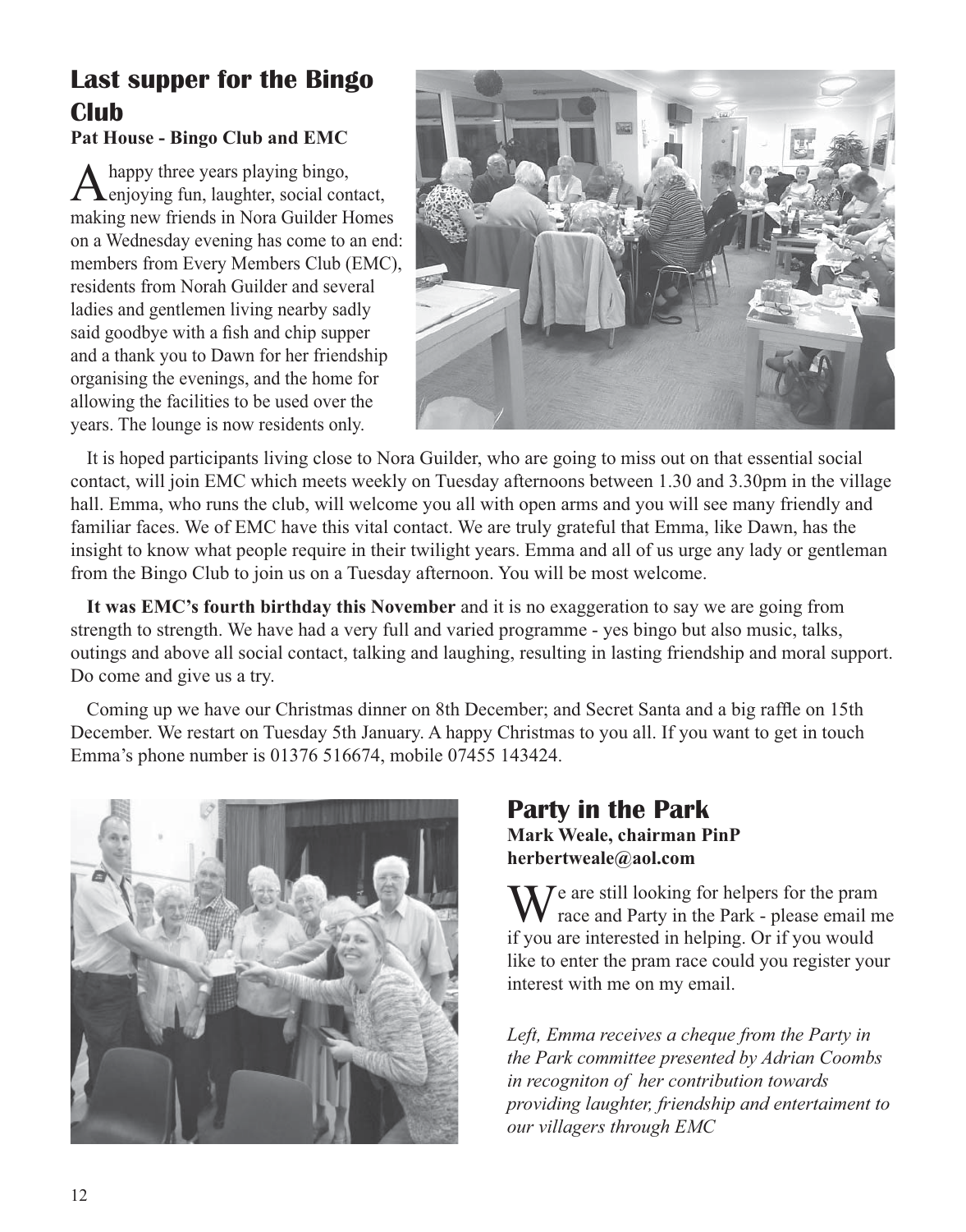## Last supper for the Bingo Club

**Pat House - Bingo Club and EMC**

A happy three years playing bingo, enjoying fun, laughter, social contact, making new friends in Nora Guilder Homes on a Wednesday evening has come to an end: members from Every Members Club (EMC), residents from Norah Guilder and several ladies and gentlemen living nearby sadly said goodbye with a fish and chip supper and a thank you to Dawn for her friendship organising the evenings, and the home for allowing the facilities to be used over the years. The lounge is now residents only.

It is hoped participants living close to Nora Guilder, who are going to miss out on that essential social contact, will join EMC which meets weekly on Tuesday afternoons between 1.30 and 3.30pm in the village hall. Emma, who runs the club, will welcome you all with open arms and you will see many friendly and familiar faces. We of EMC have this vital contact. We are truly grateful that Emma, like Dawn, has the insight to know what people require in their twilight years. Emma and all of us urge any lady or gentleman from the Bingo Club to join us on a Tuesday afternoon. You will be most welcome.

**It was EMC's fourth birthday this November** and it is no exaggeration to say we are going from strength to strength. We have had a very full and varied programme - yes bingo but also music, talks, outings and above all social contact, talking and laughing, resulting in lasting friendship and moral support. Do come and give us a try.

Coming up we have our Christmas dinner on 8th December; and Secret Santa and a big raffle on 15th December. We restart on Tuesday 5th January. A happy Christmas to you all. If you want to get in touch Emma's phone number is 01376 516674, mobile 07455 143424.

## Party in the Park

**Mark Weale, chairman PinP**
**herbertweale@aol.com**

We are still looking for helpers for the pram race and Party in the Park - please email me if you are interested in helping. Or if you would like to enter the pram race could you register your interest with me on my email.

*Left, Emma receives a cheque from the Party in the Park committee presented by Adrian Coombs in recogniton of her contribution towards providing laughter, friendship and entertaiment to our villagers through EMC*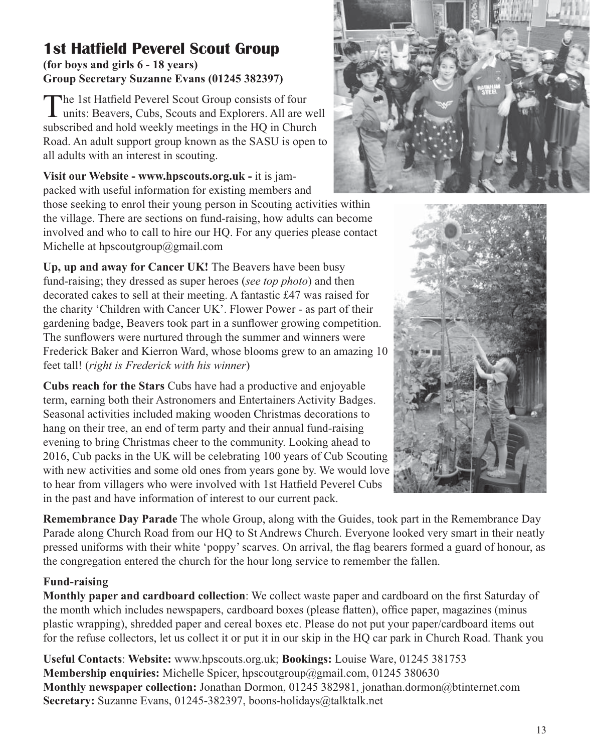# 1st Hatfield Peverel Scout Group

**(for boys and girls 6 - 18 years)**
**Group Secretary Suzanne Evans (01245 382397)**

The 1st Hatfield Peverel Scout Group consists of four units: Beavers, Cubs, Scouts and Explorers. All are well subscribed and hold weekly meetings in the HQ in Church Road. An adult support group known as the SASU is open to all adults with an interest in scouting.

**Visit our Website - www.hpscouts.org.uk -** it is jam-packed with useful information for existing members and those seeking to enrol their young person in Scouting activities within the village. There are sections on fund-raising, how adults can become involved and who to call to hire our HQ. For any queries please contact Michelle at hpscoutgroup@gmail.com

**Up, up and away for Cancer UK!** The Beavers have been busy fund-raising; they dressed as super heroes (*see top photo*) and then decorated cakes to sell at their meeting. A fantastic £47 was raised for the charity 'Children with Cancer UK'. Flower Power - as part of their gardening badge, Beavers took part in a sunflower growing competition. The sunflowers were nurtured through the summer and winners were Frederick Baker and Kierron Ward, whose blooms grew to an amazing 10 feet tall! (*right is Frederick with his winner*)

**Cubs reach for the Stars** Cubs have had a productive and enjoyable term, earning both their Astronomers and Entertainers Activity Badges. Seasonal activities included making wooden Christmas decorations to hang on their tree, an end of term party and their annual fund-raising evening to bring Christmas cheer to the community. Looking ahead to 2016, Cub packs in the UK will be celebrating 100 years of Cub Scouting with new activities and some old ones from years gone by. We would love to hear from villagers who were involved with 1st Hatfield Peverel Cubs in the past and have information of interest to our current pack.

**Remembrance Day Parade** The whole Group, along with the Guides, took part in the Remembrance Day Parade along Church Road from our HQ to St Andrews Church. Everyone looked very smart in their neatly pressed uniforms with their white 'poppy' scarves. On arrival, the flag bearers formed a guard of honour, as the congregation entered the church for the hour long service to remember the fallen.

**Fund-raising**

**Monthly paper and cardboard collection**: We collect waste paper and cardboard on the first Saturday of the month which includes newspapers, cardboard boxes (please flatten), office paper, magazines (minus plastic wrapping), shredded paper and cereal boxes etc. Please do not put your paper/cardboard items out for the refuse collectors, let us collect it or put it in our skip in the HQ car park in Church Road. Thank you

**Useful Contacts**: **Website:** www.hpscouts.org.uk; **Bookings:** Louise Ware, 01245 381753
**Membership enquiries:** Michelle Spicer, hpscoutgroup@gmail.com, 01245 380630
**Monthly newspaper collection:** Jonathan Dormon, 01245 382981, jonathan.dormon@btinternet.com
**Secretary:** Suzanne Evans, 01245-382397, boons-holidays@talktalk.net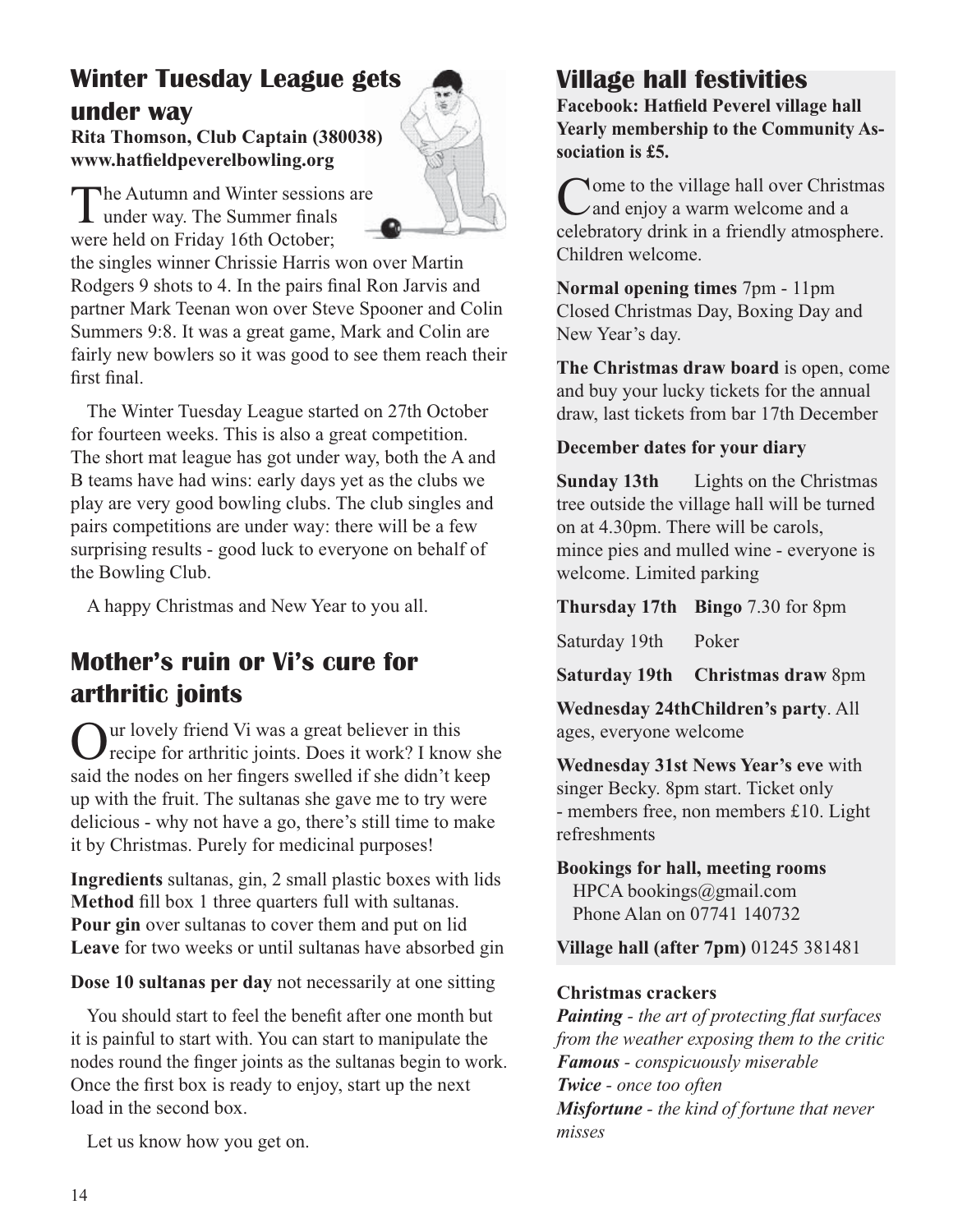## Winter Tuesday League gets under way

**Rita Thomson, Club Captain (380038)**
**www.hatfieldpeverelbowling.org**

The Autumn and Winter sessions are under way. The Summer finals were held on Friday 16th October; the singles winner Chrissie Harris won over Martin Rodgers 9 shots to 4. In the pairs final Ron Jarvis and partner Mark Teenan won over Steve Spooner and Colin Summers 9:8. It was a great game, Mark and Colin are fairly new bowlers so it was good to see them reach their first final.

The Winter Tuesday League started on 27th October for fourteen weeks. This is also a great competition. The short mat league has got under way, both the A and B teams have had wins: early days yet as the clubs we play are very good bowling clubs. The club singles and pairs competitions are under way: there will be a few surprising results - good luck to everyone on behalf of the Bowling Club.

A happy Christmas and New Year to you all.

## Mother's ruin or Vi's cure for arthritic joints

Our lovely friend Vi was a great believer in this recipe for arthritic joints. Does it work? I know she said the nodes on her fingers swelled if she didn't keep up with the fruit. The sultanas she gave me to try were delicious - why not have a go, there's still time to make it by Christmas. Purely for medicinal purposes!

**Ingredients** sultanas, gin, 2 small plastic boxes with lids
**Method** fill box 1 three quarters full with sultanas.
**Pour gin** over sultanas to cover them and put on lid
**Leave** for two weeks or until sultanas have absorbed gin

**Dose 10 sultanas per day** not necessarily at one sitting

You should start to feel the benefit after one month but it is painful to start with. You can start to manipulate the nodes round the finger joints as the sultanas begin to work. Once the first box is ready to enjoy, start up the next load in the second box.

Let us know how you get on.

## Village hall festivities

**Facebook: Hatfield Peverel village hall**
**Yearly membership to the Community Association is £5.**

Come to the village hall over Christmas and enjoy a warm welcome and a celebratory drink in a friendly atmosphere. Children welcome.

**Normal opening times** 7pm - 11pm Closed Christmas Day, Boxing Day and New Year's day.

**The Christmas draw board** is open, come and buy your lucky tickets for the annual draw, last tickets from bar 17th December

**December dates for your diary**

**Sunday 13th** Lights on the Christmas tree outside the village hall will be turned on at 4.30pm. There will be carols, mince pies and mulled wine - everyone is welcome. Limited parking

**Thursday 17th** **Bingo** 7.30 for 8pm

Saturday 19th Poker

**Saturday 19th** **Christmas draw** 8pm

**Wednesday 24th** **Children's party**. All ages, everyone welcome

**Wednesday 31st News Year's eve** with singer Becky. 8pm start. Ticket only - members free, non members £10. Light refreshments

**Bookings for hall, meeting rooms**
HPCA bookings@gmail.com
Phone Alan on 07741 140732

**Village hall (after 7pm)** 01245 381481

**Christmas crackers**

***Painting*** *- the art of protecting flat surfaces from the weather exposing them to the critic*
***Famous*** *- conspicuously miserable*
***Twice*** *- once too often*
***Misfortune*** *- the kind of fortune that never misses*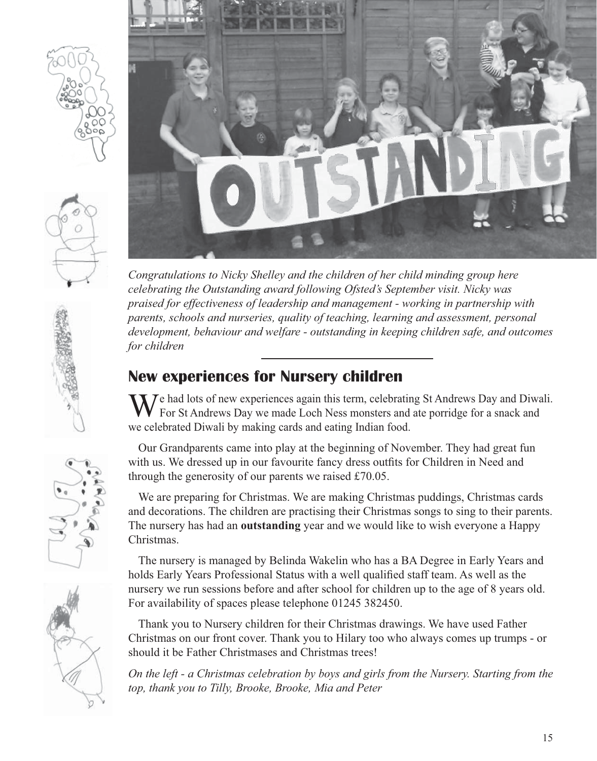*Congratulations to Nicky Shelley and the children of her child minding group here celebrating the Outstanding award following Ofsted's September visit. Nicky was praised for effectiveness of leadership and management - working in partnership with parents, schools and nurseries, quality of teaching, learning and assessment, personal development, behaviour and welfare - outstanding in keeping children safe, and outcomes for children*

## New experiences for Nursery children

We had lots of new experiences again this term, celebrating St Andrews Day and Diwali. For St Andrews Day we made Loch Ness monsters and ate porridge for a snack and we celebrated Diwali by making cards and eating Indian food.

Our Grandparents came into play at the beginning of November. They had great fun with us. We dressed up in our favourite fancy dress outfits for Children in Need and through the generosity of our parents we raised £70.05.

We are preparing for Christmas. We are making Christmas puddings, Christmas cards and decorations. The children are practising their Christmas songs to sing to their parents. The nursery has had an **outstanding** year and we would like to wish everyone a Happy Christmas.

The nursery is managed by Belinda Wakelin who has a BA Degree in Early Years and holds Early Years Professional Status with a well qualified staff team. As well as the nursery we run sessions before and after school for children up to the age of 8 years old. For availability of spaces please telephone 01245 382450.

Thank you to Nursery children for their Christmas drawings. We have used Father Christmas on our front cover. Thank you to Hilary too who always comes up trumps - or should it be Father Christmases and Christmas trees!

*On the left - a Christmas celebration by boys and girls from the Nursery. Starting from the top, thank you to Tilly, Brooke, Brooke, Mia and Peter*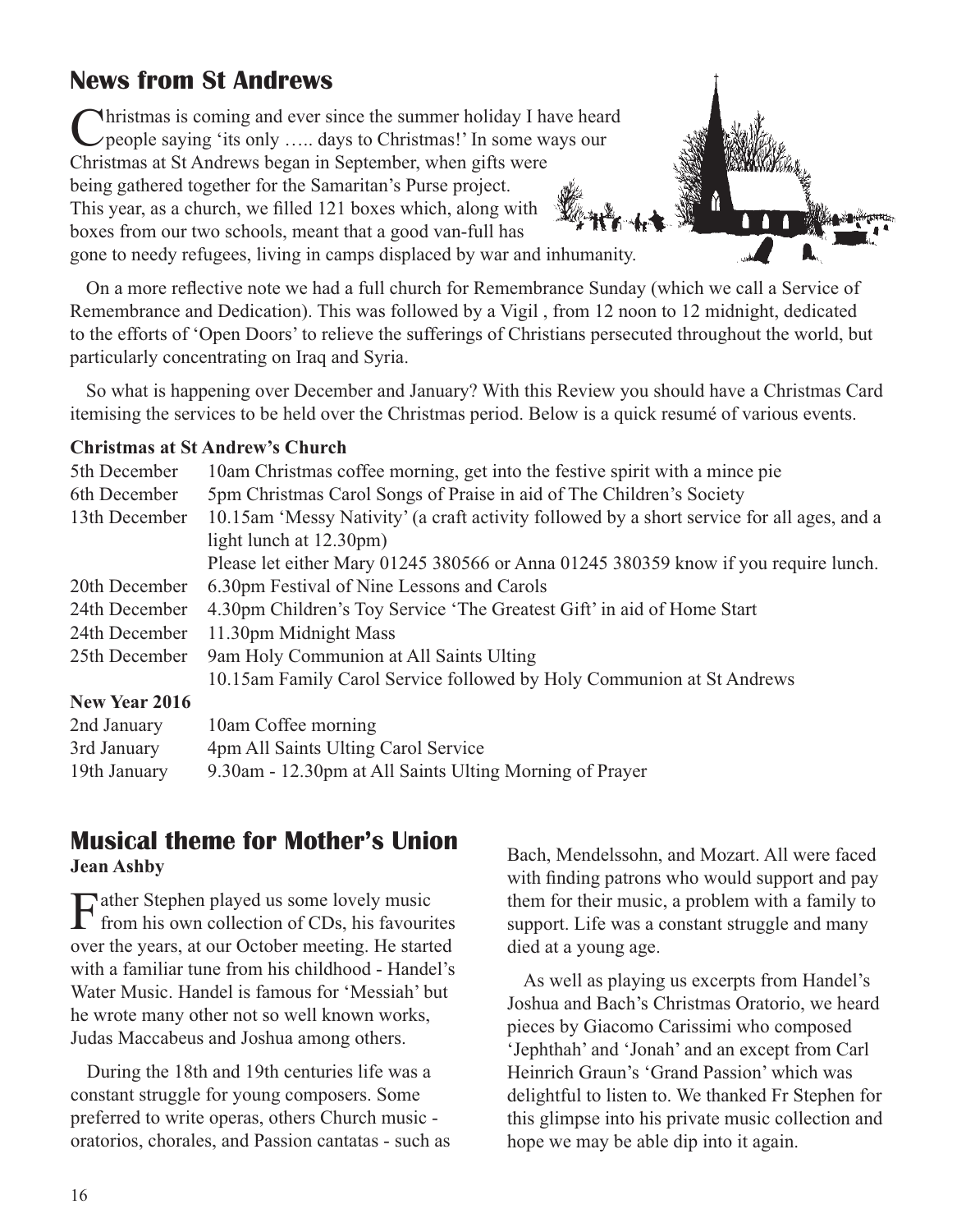## News from St Andrews

Christmas is coming and ever since the summer holiday I have heard people saying 'its only ….. days to Christmas!' In some ways our Christmas at St Andrews began in September, when gifts were being gathered together for the Samaritan's Purse project. This year, as a church, we filled 121 boxes which, along with boxes from our two schools, meant that a good van-full has gone to needy refugees, living in camps displaced by war and inhumanity.

On a more reflective note we had a full church for Remembrance Sunday (which we call a Service of Remembrance and Dedication). This was followed by a Vigil , from 12 noon to 12 midnight, dedicated to the efforts of 'Open Doors' to relieve the sufferings of Christians persecuted throughout the world, but particularly concentrating on Iraq and Syria.

So what is happening over December and January? With this Review you should have a Christmas Card itemising the services to be held over the Christmas period. Below is a quick resumé of various events.

**Christmas at St Andrew's Church**

| | |
|---|---|
| 5th December | 10am Christmas coffee morning, get into the festive spirit with a mince pie |
| 6th December | 5pm Christmas Carol Songs of Praise in aid of The Children's Society |
| 13th December | 10.15am 'Messy Nativity' (a craft activity followed by a short service for all ages, and a light lunch at 12.30pm) Please let either Mary 01245 380566 or Anna 01245 380359 know if you require lunch. |
| 20th December | 6.30pm Festival of Nine Lessons and Carols |
| 24th December | 4.30pm Children's Toy Service 'The Greatest Gift' in aid of Home Start |
| 24th December | 11.30pm Midnight Mass |
| 25th December | 9am Holy Communion at All Saints Ulting |
| | 10.15am Family Carol Service followed by Holy Communion at St Andrews |

**New Year 2016**

| | |
|---|---|
| 2nd January | 10am Coffee morning |
| 3rd January | 4pm All Saints Ulting Carol Service |
| 19th January | 9.30am - 12.30pm at All Saints Ulting Morning of Prayer |

## Musical theme for Mother's Union

**Jean Ashby**

Father Stephen played us some lovely music from his own collection of CDs, his favourites over the years, at our October meeting. He started with a familiar tune from his childhood - Handel's Water Music. Handel is famous for 'Messiah' but he wrote many other not so well known works, Judas Maccabeus and Joshua among others.

During the 18th and 19th centuries life was a constant struggle for young composers. Some preferred to write operas, others Church music - oratorios, chorales, and Passion cantatas - such as Bach, Mendelssohn, and Mozart. All were faced with finding patrons who would support and pay them for their music, a problem with a family to support. Life was a constant struggle and many died at a young age.

As well as playing us excerpts from Handel's Joshua and Bach's Christmas Oratorio, we heard pieces by Giacomo Carissimi who composed 'Jephthah' and 'Jonah' and an except from Carl Heinrich Graun's 'Grand Passion' which was delightful to listen to. We thanked Fr Stephen for this glimpse into his private music collection and hope we may be able dip into it again.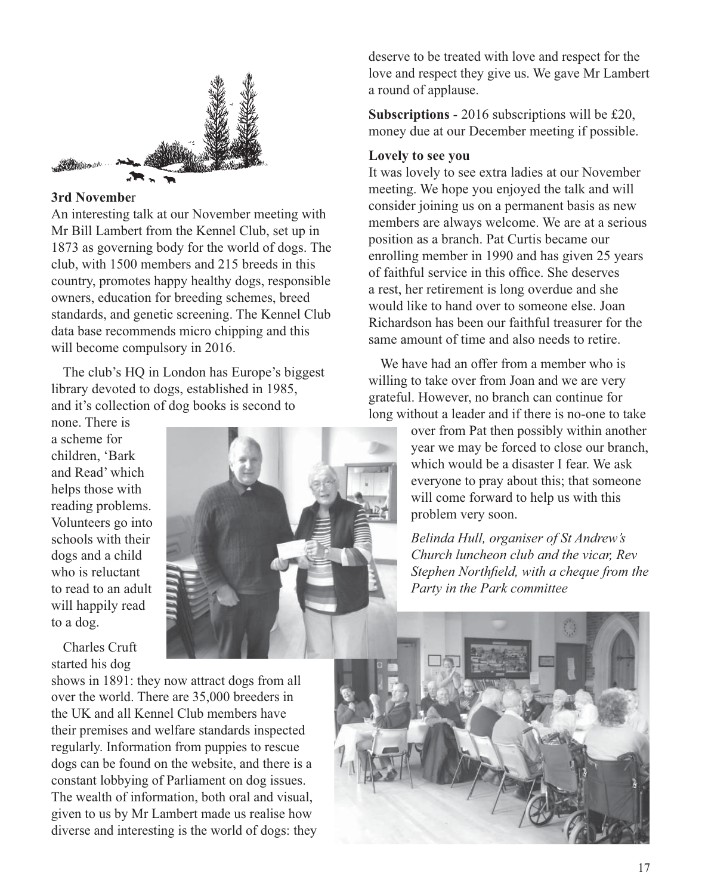**3rd November**

An interesting talk at our November meeting with Mr Bill Lambert from the Kennel Club, set up in 1873 as governing body for the world of dogs. The club, with 1500 members and 215 breeds in this country, promotes happy healthy dogs, responsible owners, education for breeding schemes, breed standards, and genetic screening. The Kennel Club data base recommends micro chipping and this will become compulsory in 2016.

The club's HQ in London has Europe's biggest library devoted to dogs, established in 1985, and it's collection of dog books is second to none. There is a scheme for children, 'Bark and Read' which helps those with reading problems. Volunteers go into schools with their dogs and a child who is reluctant to read to an adult will happily read to a dog.

Charles Cruft started his dog shows in 1891: they now attract dogs from all over the world. There are 35,000 breeders in the UK and all Kennel Club members have their premises and welfare standards inspected regularly. Information from puppies to rescue dogs can be found on the website, and there is a constant lobbying of Parliament on dog issues. The wealth of information, both oral and visual, given to us by Mr Lambert made us realise how diverse and interesting is the world of dogs: they deserve to be treated with love and respect for the love and respect they give us. We gave Mr Lambert a round of applause.

**Subscriptions** - 2016 subscriptions will be £20, money due at our December meeting if possible.

**Lovely to see you**

It was lovely to see extra ladies at our November meeting. We hope you enjoyed the talk and will consider joining us on a permanent basis as new members are always welcome. We are at a serious position as a branch. Pat Curtis became our enrolling member in 1990 and has given 25 years of faithful service in this office. She deserves a rest, her retirement is long overdue and she would like to hand over to someone else. Joan Richardson has been our faithful treasurer for the same amount of time and also needs to retire.

We have had an offer from a member who is willing to take over from Joan and we are very grateful. However, no branch can continue for long without a leader and if there is no-one to take over from Pat then possibly within another year we may be forced to close our branch, which would be a disaster I fear. We ask everyone to pray about this; that someone will come forward to help us with this problem very soon.

*Belinda Hull, organiser of St Andrew's Church luncheon club and the vicar, Rev Stephen Northfield, with a cheque from the Party in the Park committee*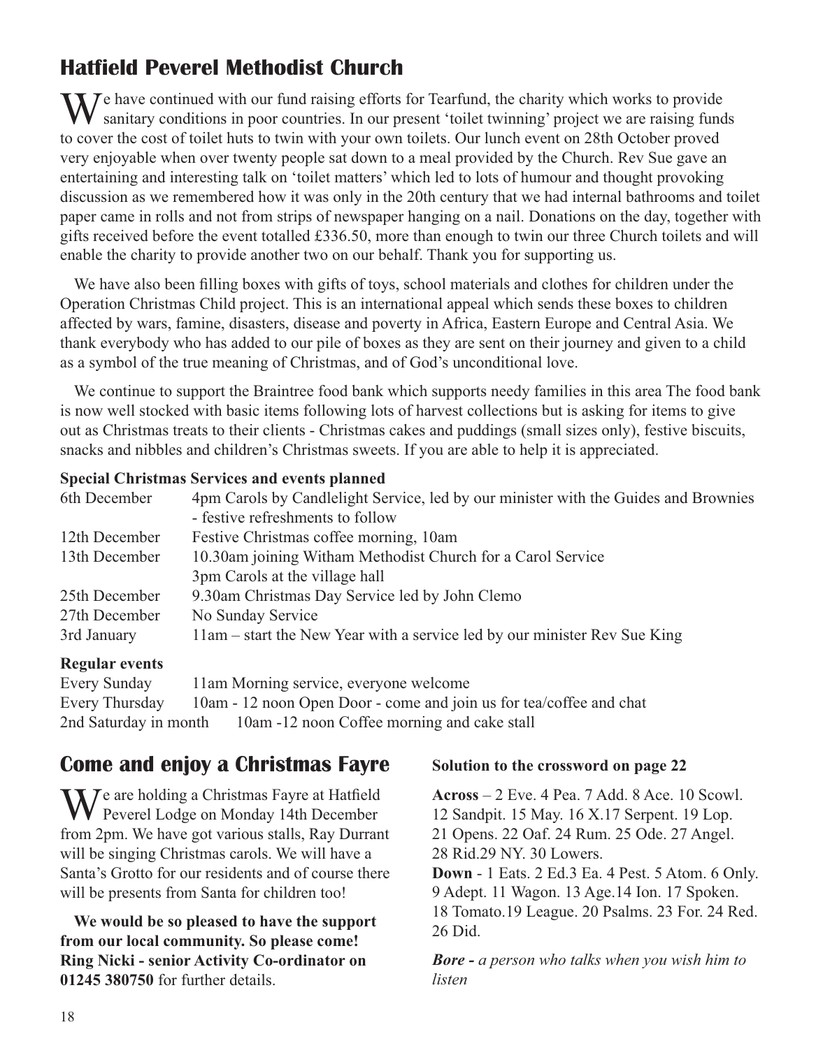## Hatfield Peverel Methodist Church

We have continued with our fund raising efforts for Tearfund, the charity which works to provide sanitary conditions in poor countries. In our present 'toilet twinning' project we are raising funds to cover the cost of toilet huts to twin with your own toilets. Our lunch event on 28th October proved very enjoyable when over twenty people sat down to a meal provided by the Church. Rev Sue gave an entertaining and interesting talk on 'toilet matters' which led to lots of humour and thought provoking discussion as we remembered how it was only in the 20th century that we had internal bathrooms and toilet paper came in rolls and not from strips of newspaper hanging on a nail. Donations on the day, together with gifts received before the event totalled £336.50, more than enough to twin our three Church toilets and will enable the charity to provide another two on our behalf. Thank you for supporting us.

We have also been filling boxes with gifts of toys, school materials and clothes for children under the Operation Christmas Child project. This is an international appeal which sends these boxes to children affected by wars, famine, disasters, disease and poverty in Africa, Eastern Europe and Central Asia. We thank everybody who has added to our pile of boxes as they are sent on their journey and given to a child as a symbol of the true meaning of Christmas, and of God's unconditional love.

We continue to support the Braintree food bank which supports needy families in this area The food bank is now well stocked with basic items following lots of harvest collections but is asking for items to give out as Christmas treats to their clients - Christmas cakes and puddings (small sizes only), festive biscuits, snacks and nibbles and children's Christmas sweets. If you are able to help it is appreciated.

**Special Christmas Services and events planned**

| | |
|---|---|
| 6th December | 4pm Carols by Candlelight Service, led by our minister with the Guides and Brownies - festive refreshments to follow |
| 12th December | Festive Christmas coffee morning, 10am |
| 13th December | 10.30am joining Witham Methodist Church for a Carol Service<br>3pm Carols at the village hall |
| 25th December | 9.30am Christmas Day Service led by John Clemo |
| 27th December | No Sunday Service |
| 3rd January | 11am – start the New Year with a service led by our minister Rev Sue King |

**Regular events**

| | |
|---|---|
| Every Sunday | 11am Morning service, everyone welcome |
| Every Thursday | 10am - 12 noon Open Door - come and join us for tea/coffee and chat |
| 2nd Saturday in month | 10am -12 noon Coffee morning and cake stall |

## Come and enjoy a Christmas Fayre

We are holding a Christmas Fayre at Hatfield Peverel Lodge on Monday 14th December from 2pm. We have got various stalls, Ray Durrant will be singing Christmas carols. We will have a Santa's Grotto for our residents and of course there will be presents from Santa for children too!

**We would be so pleased to have the support from our local community. So please come! Ring Nicki - senior Activity Co-ordinator on 01245 380750** for further details.

**Solution to the crossword on page 22**

**Across** – 2 Eve. 4 Pea. 7 Add. 8 Ace. 10 Scowl. 12 Sandpit. 15 May. 16 X.17 Serpent. 19 Lop. 21 Opens. 22 Oaf. 24 Rum. 25 Ode. 27 Angel. 28 Rid.29 NY. 30 Lowers.

**Down** - 1 Eats. 2 Ed.3 Ea. 4 Pest. 5 Atom. 6 Only. 9 Adept. 11 Wagon. 13 Age.14 Ion. 17 Spoken. 18 Tomato.19 League. 20 Psalms. 23 For. 24 Red. 26 Did.

***Bore** - a person who talks when you wish him to listen*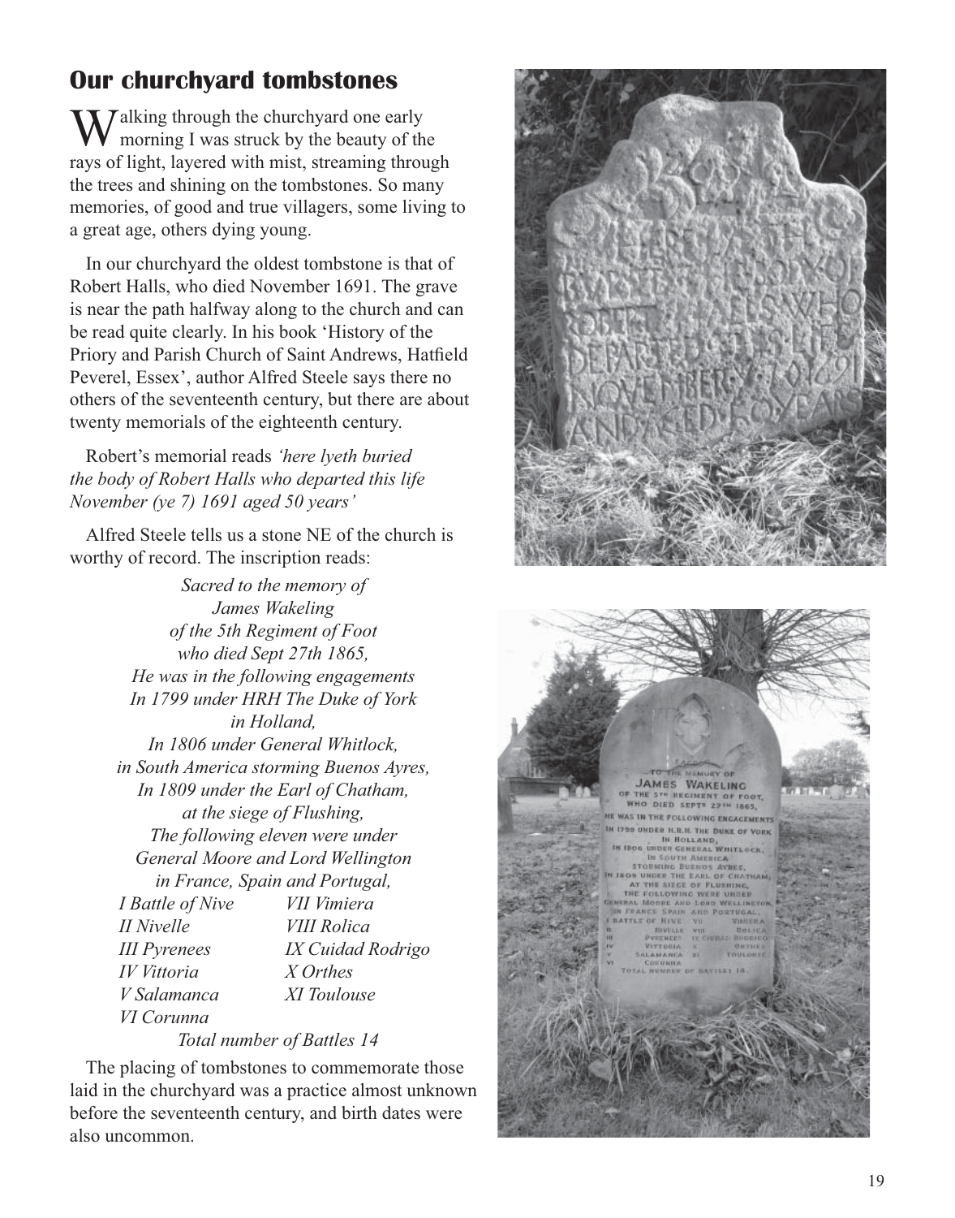## Our churchyard tombstones

Walking through the churchyard one early morning I was struck by the beauty of the rays of light, layered with mist, streaming through the trees and shining on the tombstones. So many memories, of good and true villagers, some living to a great age, others dying young.

In our churchyard the oldest tombstone is that of Robert Halls, who died November 1691. The grave is near the path halfway along to the church and can be read quite clearly. In his book 'History of the Priory and Parish Church of Saint Andrews, Hatfield Peverel, Essex', author Alfred Steele says there no others of the seventeenth century, but there are about twenty memorials of the eighteenth century.

Robert's memorial reads *'here lyeth buried the body of Robert Halls who departed this life November (ye 7) 1691 aged 50 years'*

Alfred Steele tells us a stone NE of the church is worthy of record. The inscription reads:

*Sacred to the memory of*
*James Wakeling*
*of the 5th Regiment of Foot*
*who died Sept 27th 1865,*
*He was in the following engagements*
*In 1799 under HRH The Duke of York*
*in Holland,*
*In 1806 under General Whitlock,*
*in South America storming Buenos Ayres,*
*In 1809 under the Earl of Chatham,*
*at the siege of Flushing,*
*The following eleven were under*
*General Moore and Lord Wellington*
*in France, Spain and Portugal,*

| | |
|---|---|
| *I Battle of Nive* | *VII Vimiera* |
| *II Nivelle* | *VIII Rolica* |
| *III Pyrenees* | *IX Cuidad Rodrigo* |
| *IV Vittoria* | *X Orthes* |
| *V Salamanca* | *XI Toulouse* |
| *VI Corunna* | |

*Total number of Battles 14*

The placing of tombstones to commemorate those laid in the churchyard was a practice almost unknown before the seventeenth century, and birth dates were also uncommon.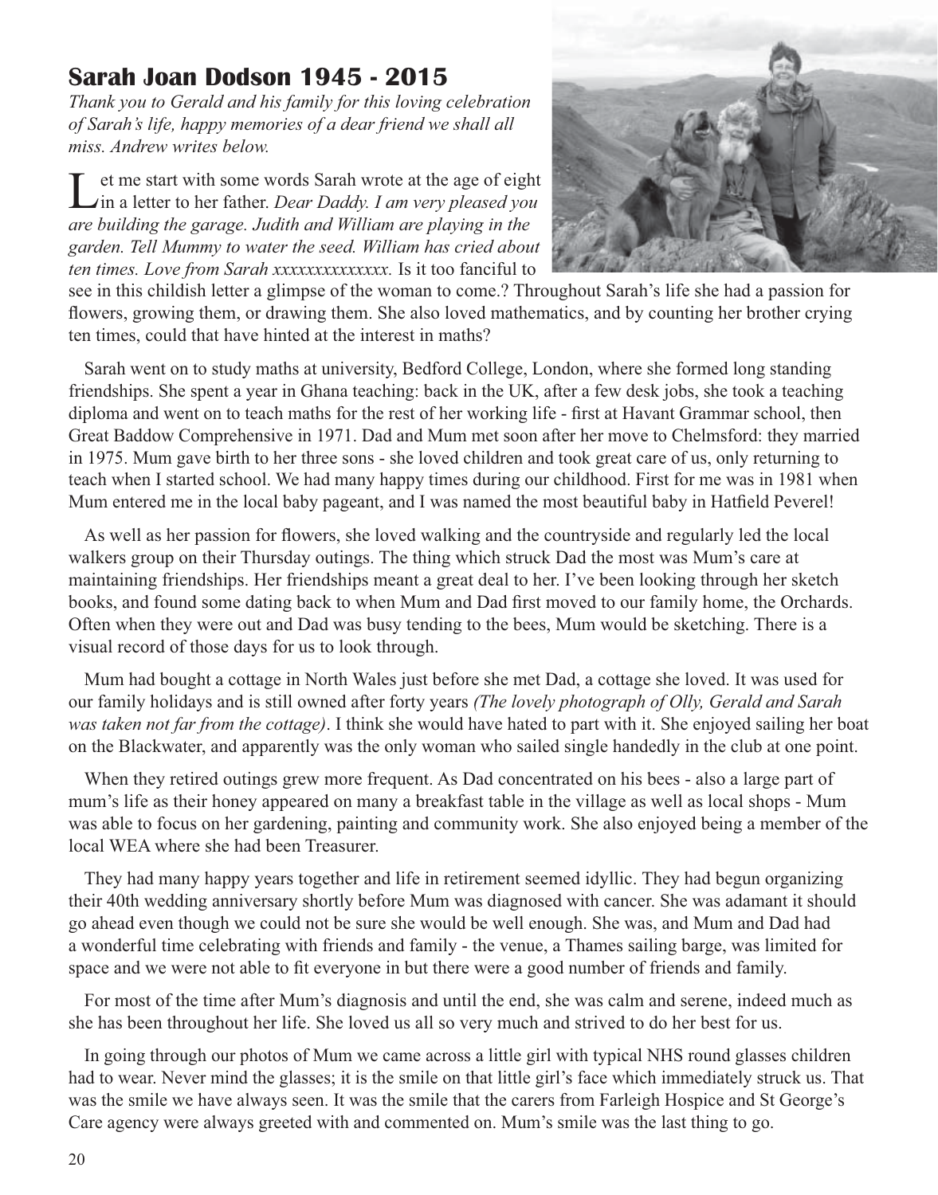## Sarah Joan Dodson 1945 - 2015

*Thank you to Gerald and his family for this loving celebration of Sarah's life, happy memories of a dear friend we shall all miss. Andrew writes below.*

Let me start with some words Sarah wrote at the age of eight in a letter to her father. *Dear Daddy. I am very pleased you are building the garage. Judith and William are playing in the garden. Tell Mummy to water the seed. William has cried about ten times. Love from Sarah xxxxxxxxxxxxxx.* Is it too fanciful to see in this childish letter a glimpse of the woman to come.? Throughout Sarah's life she had a passion for flowers, growing them, or drawing them. She also loved mathematics, and by counting her brother crying ten times, could that have hinted at the interest in maths?

Sarah went on to study maths at university, Bedford College, London, where she formed long standing friendships. She spent a year in Ghana teaching: back in the UK, after a few desk jobs, she took a teaching diploma and went on to teach maths for the rest of her working life - first at Havant Grammar school, then Great Baddow Comprehensive in 1971. Dad and Mum met soon after her move to Chelmsford: they married in 1975. Mum gave birth to her three sons - she loved children and took great care of us, only returning to teach when I started school. We had many happy times during our childhood. First for me was in 1981 when Mum entered me in the local baby pageant, and I was named the most beautiful baby in Hatfield Peverel!

As well as her passion for flowers, she loved walking and the countryside and regularly led the local walkers group on their Thursday outings. The thing which struck Dad the most was Mum's care at maintaining friendships. Her friendships meant a great deal to her. I've been looking through her sketch books, and found some dating back to when Mum and Dad first moved to our family home, the Orchards. Often when they were out and Dad was busy tending to the bees, Mum would be sketching. There is a visual record of those days for us to look through.

Mum had bought a cottage in North Wales just before she met Dad, a cottage she loved. It was used for our family holidays and is still owned after forty years *(The lovely photograph of Olly, Gerald and Sarah was taken not far from the cottage)*. I think she would have hated to part with it. She enjoyed sailing her boat on the Blackwater, and apparently was the only woman who sailed single handedly in the club at one point.

When they retired outings grew more frequent. As Dad concentrated on his bees - also a large part of mum's life as their honey appeared on many a breakfast table in the village as well as local shops - Mum was able to focus on her gardening, painting and community work. She also enjoyed being a member of the local WEA where she had been Treasurer.

They had many happy years together and life in retirement seemed idyllic. They had begun organizing their 40th wedding anniversary shortly before Mum was diagnosed with cancer. She was adamant it should go ahead even though we could not be sure she would be well enough. She was, and Mum and Dad had a wonderful time celebrating with friends and family - the venue, a Thames sailing barge, was limited for space and we were not able to fit everyone in but there were a good number of friends and family.

For most of the time after Mum's diagnosis and until the end, she was calm and serene, indeed much as she has been throughout her life. She loved us all so very much and strived to do her best for us.

In going through our photos of Mum we came across a little girl with typical NHS round glasses children had to wear. Never mind the glasses; it is the smile on that little girl's face which immediately struck us. That was the smile we have always seen. It was the smile that the carers from Farleigh Hospice and St George's Care agency were always greeted with and commented on. Mum's smile was the last thing to go.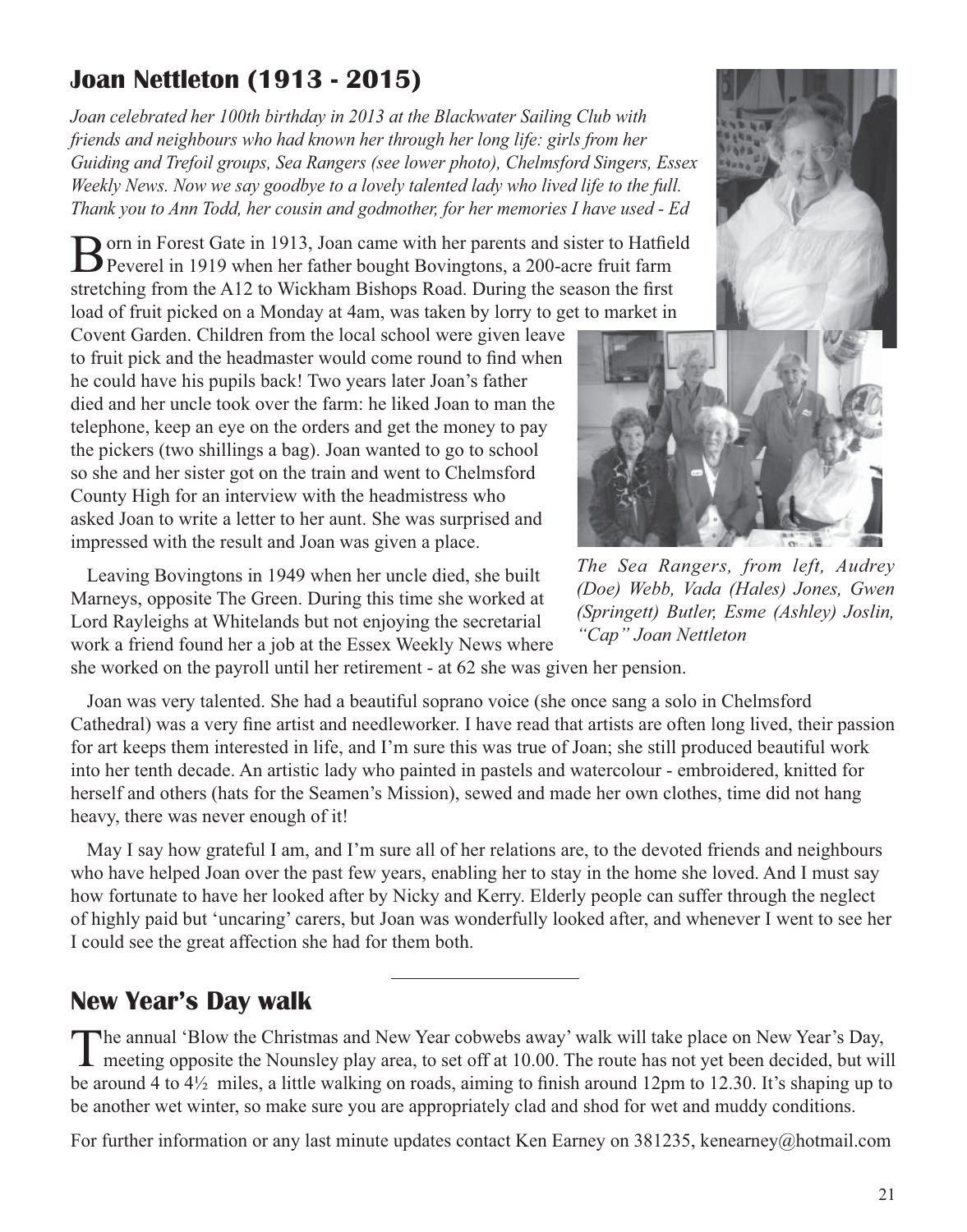## Joan Nettleton (1913 - 2015)

*Joan celebrated her 100th birthday in 2013 at the Blackwater Sailing Club with friends and neighbours who had known her through her long life: girls from her Guiding and Trefoil groups, Sea Rangers (see lower photo), Chelmsford Singers, Essex Weekly News. Now we say goodbye to a lovely talented lady who lived life to the full. Thank you to Ann Todd, her cousin and godmother, for her memories I have used - Ed*

Born in Forest Gate in 1913, Joan came with her parents and sister to Hatfield Peverel in 1919 when her father bought Bovingtons, a 200-acre fruit farm stretching from the A12 to Wickham Bishops Road. During the season the first load of fruit picked on a Monday at 4am, was taken by lorry to get to market in Covent Garden. Children from the local school were given leave to fruit pick and the headmaster would come round to find when he could have his pupils back! Two years later Joan's father died and her uncle took over the farm: he liked Joan to man the telephone, keep an eye on the orders and get the money to pay the pickers (two shillings a bag). Joan wanted to go to school so she and her sister got on the train and went to Chelmsford County High for an interview with the headmistress who asked Joan to write a letter to her aunt. She was surprised and impressed with the result and Joan was given a place.

*The Sea Rangers, from left, Audrey (Doe) Webb, Vada (Hales) Jones, Gwen (Springett) Butler, Esme (Ashley) Joslin, "Cap" Joan Nettleton*

Leaving Bovingtons in 1949 when her uncle died, she built Marneys, opposite The Green. During this time she worked at Lord Rayleighs at Whitelands but not enjoying the secretarial work a friend found her a job at the Essex Weekly News where she worked on the payroll until her retirement - at 62 she was given her pension.

Joan was very talented. She had a beautiful soprano voice (she once sang a solo in Chelmsford Cathedral) was a very fine artist and needleworker. I have read that artists are often long lived, their passion for art keeps them interested in life, and I'm sure this was true of Joan; she still produced beautiful work into her tenth decade. An artistic lady who painted in pastels and watercolour - embroidered, knitted for herself and others (hats for the Seamen's Mission), sewed and made her own clothes, time did not hang heavy, there was never enough of it!

May I say how grateful I am, and I'm sure all of her relations are, to the devoted friends and neighbours who have helped Joan over the past few years, enabling her to stay in the home she loved. And I must say how fortunate to have her looked after by Nicky and Kerry. Elderly people can suffer through the neglect of highly paid but 'uncaring' carers, but Joan was wonderfully looked after, and whenever I went to see her I could see the great affection she had for them both.

---

## New Year's Day walk

The annual 'Blow the Christmas and New Year cobwebs away' walk will take place on New Year's Day, meeting opposite the Nounsley play area, to set off at 10.00. The route has not yet been decided, but will be around 4 to 4½ miles, a little walking on roads, aiming to finish around 12pm to 12.30. It's shaping up to be another wet winter, so make sure you are appropriately clad and shod for wet and muddy conditions.

For further information or any last minute updates contact Ken Earney on 381235, kenearney@hotmail.com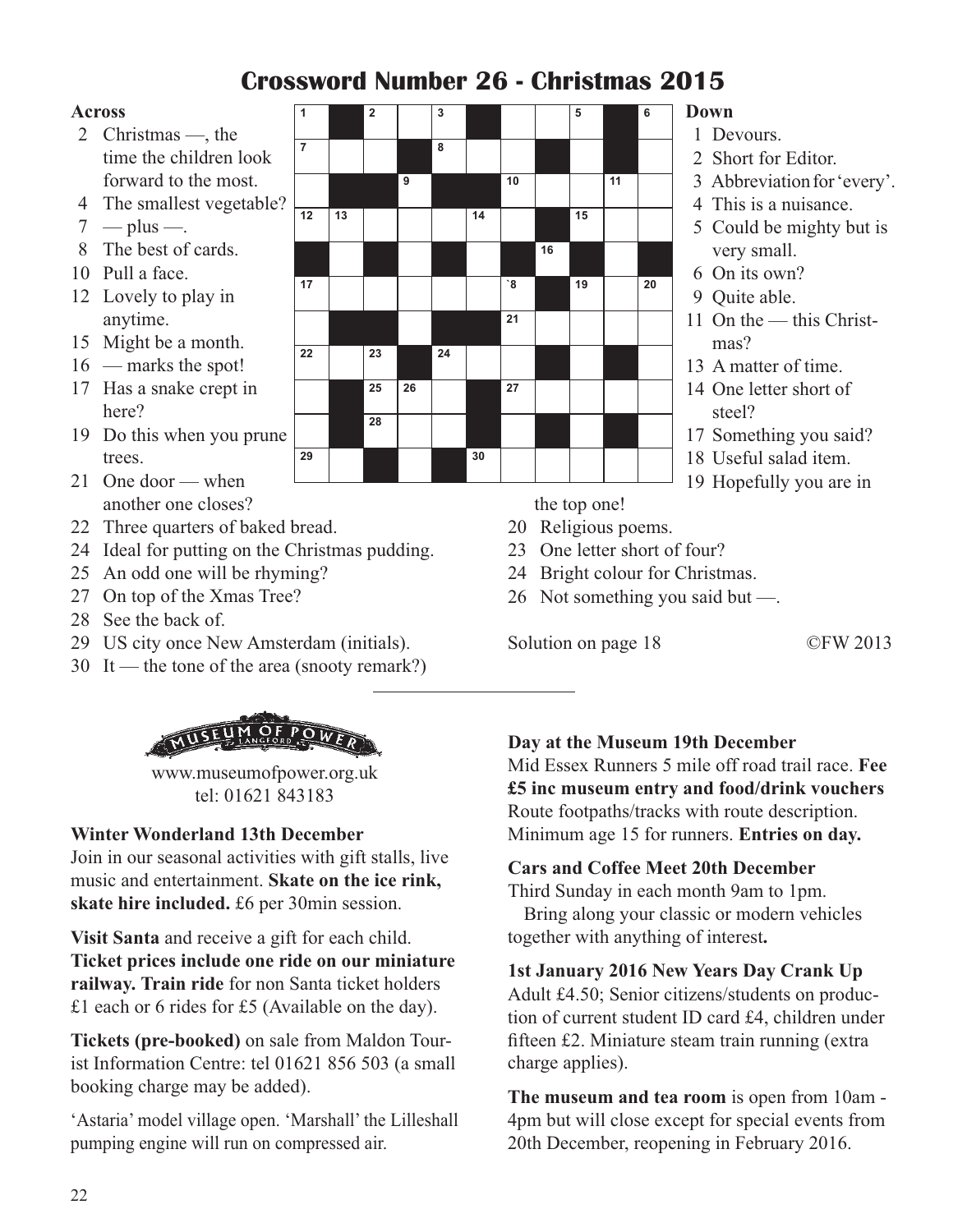# Crossword Number 26 - Christmas 2015

**Across**

2 Christmas —, the time the children look forward to the most.
4 The smallest vegetable?
7 — plus —.
8 The best of cards.
10 Pull a face.
12 Lovely to play in anytime.
15 Might be a month.
16 — marks the spot!
17 Has a snake crept in here?
19 Do this when you prune trees.
21 One door — when another one closes?
22 Three quarters of baked bread.
24 Ideal for putting on the Christmas pudding.
25 An odd one will be rhyming?
27 On top of the Xmas Tree?
28 See the back of.
29 US city once New Amsterdam (initials).
30 It — the tone of the area (snooty remark?)

**Down**

1 Devours.
2 Short for Editor.
3 Abbreviation for 'every'.
4 This is a nuisance.
5 Could be mighty but is very small.
6 On its own?
9 Quite able.
11 On the — this Christmas?
13 A matter of time.
14 One letter short of steel?
17 Something you said?
18 Useful salad item.
19 Hopefully you are in the top one!
20 Religious poems.
23 One letter short of four?
24 Bright colour for Christmas.
26 Not something you said but —.

Solution on page 18

©FW 2013

---

MUSEUM OF POWER LANGFORD

www.museumofpower.org.uk
tel: 01621 843183

**Winter Wonderland 13th December**
Join in our seasonal activities with gift stalls, live music and entertainment. **Skate on the ice rink, skate hire included.** £6 per 30min session.

**Visit Santa** and receive a gift for each child. **Ticket prices include one ride on our miniature railway. Train ride** for non Santa ticket holders £1 each or 6 rides for £5 (Available on the day).

**Tickets (pre-booked)** on sale from Maldon Tourist Information Centre: tel 01621 856 503 (a small booking charge may be added).

'Astaria' model village open. 'Marshall' the Lilleshall pumping engine will run on compressed air.

**Day at the Museum 19th December**
Mid Essex Runners 5 mile off road trail race. **Fee £5 inc museum entry and food/drink vouchers** Route footpaths/tracks with route description. Minimum age 15 for runners. **Entries on day.**

**Cars and Coffee Meet 20th December**
Third Sunday in each month 9am to 1pm.
Bring along your classic or modern vehicles together with anything of interest**.**

**1st January 2016 New Years Day Crank Up**
Adult £4.50; Senior citizens/students on production of current student ID card £4, children under fifteen £2. Miniature steam train running (extra charge applies).

**The museum and tea room** is open from 10am - 4pm but will close except for special events from 20th December, reopening in February 2016.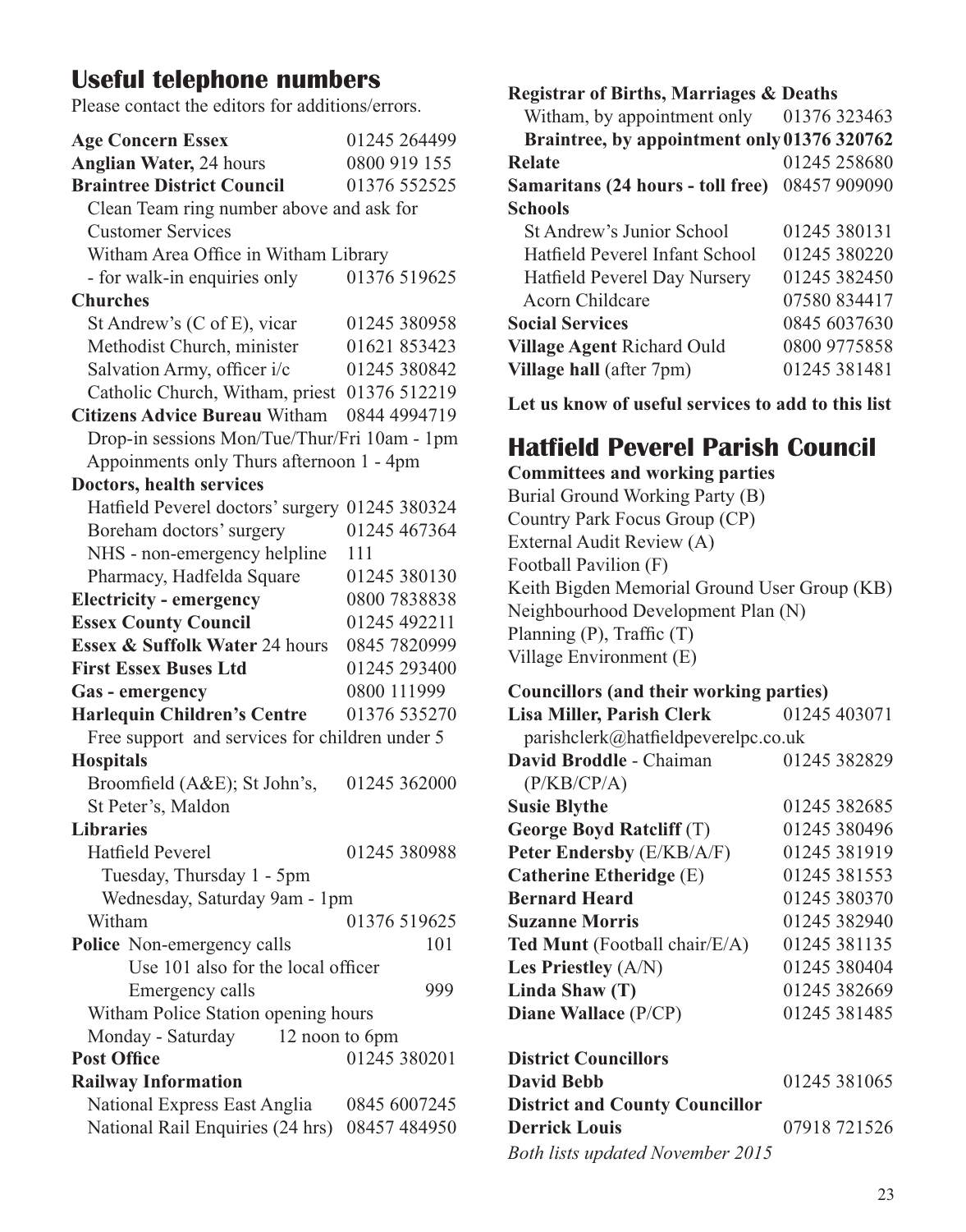## Useful telephone numbers

Please contact the editors for additions/errors.

**Age Concern Essex** 01245 264499
**Anglian Water,** 24 hours 0800 919 155
**Braintree District Council** 01376 552525
Clean Team ring number above and ask for Customer Services
Witham Area Office in Witham Library - for walk-in enquiries only 01376 519625

**Churches**
St Andrew's (C of E), vicar 01245 380958
Methodist Church, minister 01621 853423
Salvation Army, officer i/c 01245 380842
Catholic Church, Witham, priest 01376 512219

**Citizens Advice Bureau** Witham 0844 4994719
Drop-in sessions Mon/Tue/Thur/Fri 10am - 1pm
Appoinments only Thurs afternoon 1 - 4pm

**Doctors, health services**
Hatfield Peverel doctors' surgery 01245 380324
Boreham doctors' surgery 01245 467364
NHS - non-emergency helpline 111
Pharmacy, Hadfelda Square 01245 380130

**Electricity - emergency** 0800 7838838
**Essex County Council** 01245 492211
**Essex & Suffolk Water** 24 hours 0845 7820999
**First Essex Buses Ltd** 01245 293400
**Gas - emergency** 0800 111999
**Harlequin Children's Centre** 01376 535270
Free support and services for children under 5

**Hospitals**
Broomfield (A&E); St John's, St Peter's, Maldon 01245 362000

**Libraries**
Hatfield Peverel 01245 380988
Tuesday, Thursday 1 - 5pm
Wednesday, Saturday 9am - 1pm
Witham 01376 519625

**Police** Non-emergency calls 101
Use 101 also for the local officer
Emergency calls 999
Witham Police Station opening hours
Monday - Saturday 12 noon to 6pm

**Post Office** 01245 380201

**Railway Information**
National Express East Anglia 0845 6007245
National Rail Enquiries (24 hrs) 08457 484950

**Registrar of Births, Marriages & Deaths**
Witham, by appointment only 01376 323463
**Braintree, by appointment only 01376 320762**

**Relate** 01245 258680
**Samaritans (24 hours - toll free)** 08457 909090

**Schools**
St Andrew's Junior School 01245 380131
Hatfield Peverel Infant School 01245 380220
Hatfield Peverel Day Nursery 01245 382450
Acorn Childcare 07580 834417

**Social Services** 0845 6037630
**Village Agent** Richard Ould 0800 9775858
**Village hall** (after 7pm) 01245 381481

**Let us know of useful services to add to this list**

## Hatfield Peverel Parish Council

**Committees and working parties**
Burial Ground Working Party (B)
Country Park Focus Group (CP)
External Audit Review (A)
Football Pavilion (F)
Keith Bigden Memorial Ground User Group (KB)
Neighbourhood Development Plan (N)
Planning (P), Traffic (T)
Village Environment (E)

**Councillors (and their working parties)**
**Lisa Miller, Parish Clerk** 01245 403071
parishclerk@hatfieldpeverelpc.co.uk
**David Broddle** - Chaiman (P/KB/CP/A) 01245 382829
**Susie Blythe** 01245 382685
**George Boyd Ratcliff** (T) 01245 380496
**Peter Endersby** (E/KB/A/F) 01245 381919
**Catherine Etheridge** (E) 01245 381553
**Bernard Heard** 01245 380370
**Suzanne Morris** 01245 382940
**Ted Munt** (Football chair/E/A) 01245 381135
**Les Priestley** (A/N) 01245 380404
**Linda Shaw (T)** 01245 382669
**Diane Wallace** (P/CP) 01245 381485

**District Councillors**
**David Bebb** 01245 381065
**District and County Councillor**
**Derrick Louis** 07918 721526

*Both lists updated November 2015*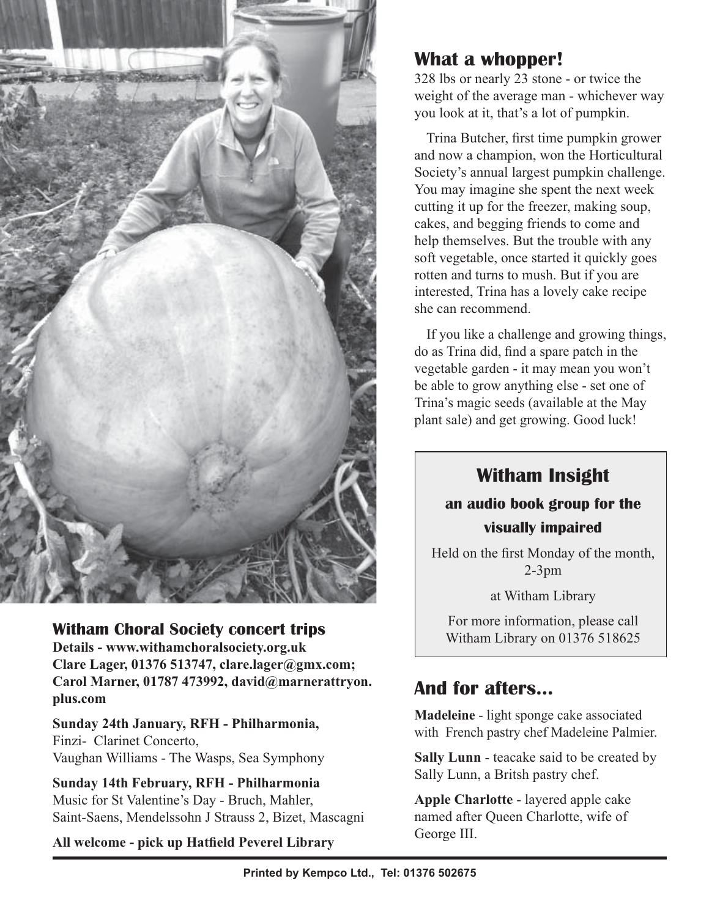## What a whopper!

328 lbs or nearly 23 stone - or twice the weight of the average man - whichever way you look at it, that's a lot of pumpkin.

Trina Butcher, first time pumpkin grower and now a champion, won the Horticultural Society's annual largest pumpkin challenge. You may imagine she spent the next week cutting it up for the freezer, making soup, cakes, and begging friends to come and help themselves. But the trouble with any soft vegetable, once started it quickly goes rotten and turns to mush. But if you are interested, Trina has a lovely cake recipe she can recommend.

If you like a challenge and growing things, do as Trina did, find a spare patch in the vegetable garden - it may mean you won't be able to grow anything else - set one of Trina's magic seeds (available at the May plant sale) and get growing. Good luck!

## Witham Choral Society concert trips

**Details - www.withamchoralsociety.org.uk**
**Clare Lager, 01376 513747, clare.lager@gmx.com; Carol Marner, 01787 473992, david@marnerattryon.plus.com**

**Sunday 24th January, RFH - Philharmonia,**
Finzi- Clarinet Concerto,
Vaughan Williams - The Wasps, Sea Symphony

**Sunday 14th February, RFH - Philharmonia**
Music for St Valentine's Day - Bruch, Mahler, Saint-Saens, Mendelssohn J Strauss 2, Bizet, Mascagni

**All welcome - pick up Hatfield Peverel Library**

## Witham Insight

**an audio book group for the visually impaired**

Held on the first Monday of the month, 2-3pm

at Witham Library

For more information, please call Witham Library on 01376 518625

## And for afters...

**Madeleine** - light sponge cake associated with French pastry chef Madeleine Palmier.

**Sally Lunn** - teacake said to be created by Sally Lunn, a Britsh pastry chef.

**Apple Charlotte** - layered apple cake named after Queen Charlotte, wife of George III.

**Printed by Kempco Ltd., Tel: 01376 502675**